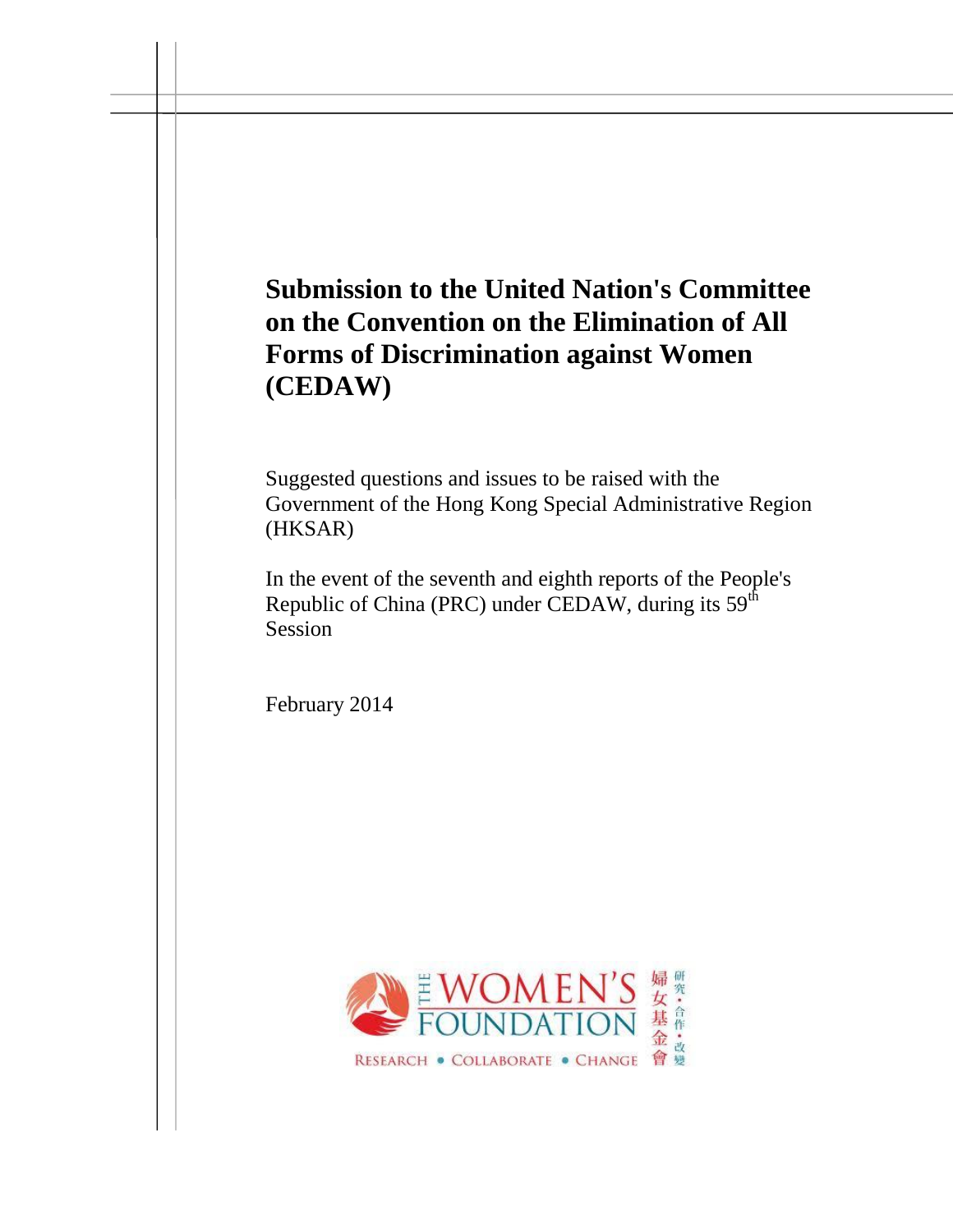# Submission to the United Nation's Committee on the Convention on the Elimination of All Forms of Discrimination against Women (CEDAW)

Suggested questions and issues to be raised with the Government of the Hong Kong Special Administrative Region (HKSAR)

In the event of the seventh and eighth reports of the People's Republic of China (PRC) under CEDAW, during its 59th Session

February 2014

THE WOMEN'S FOUNDATION 婦女基金會

RESEARCH • COLLABORATE • CHANGE 研究・合作・改變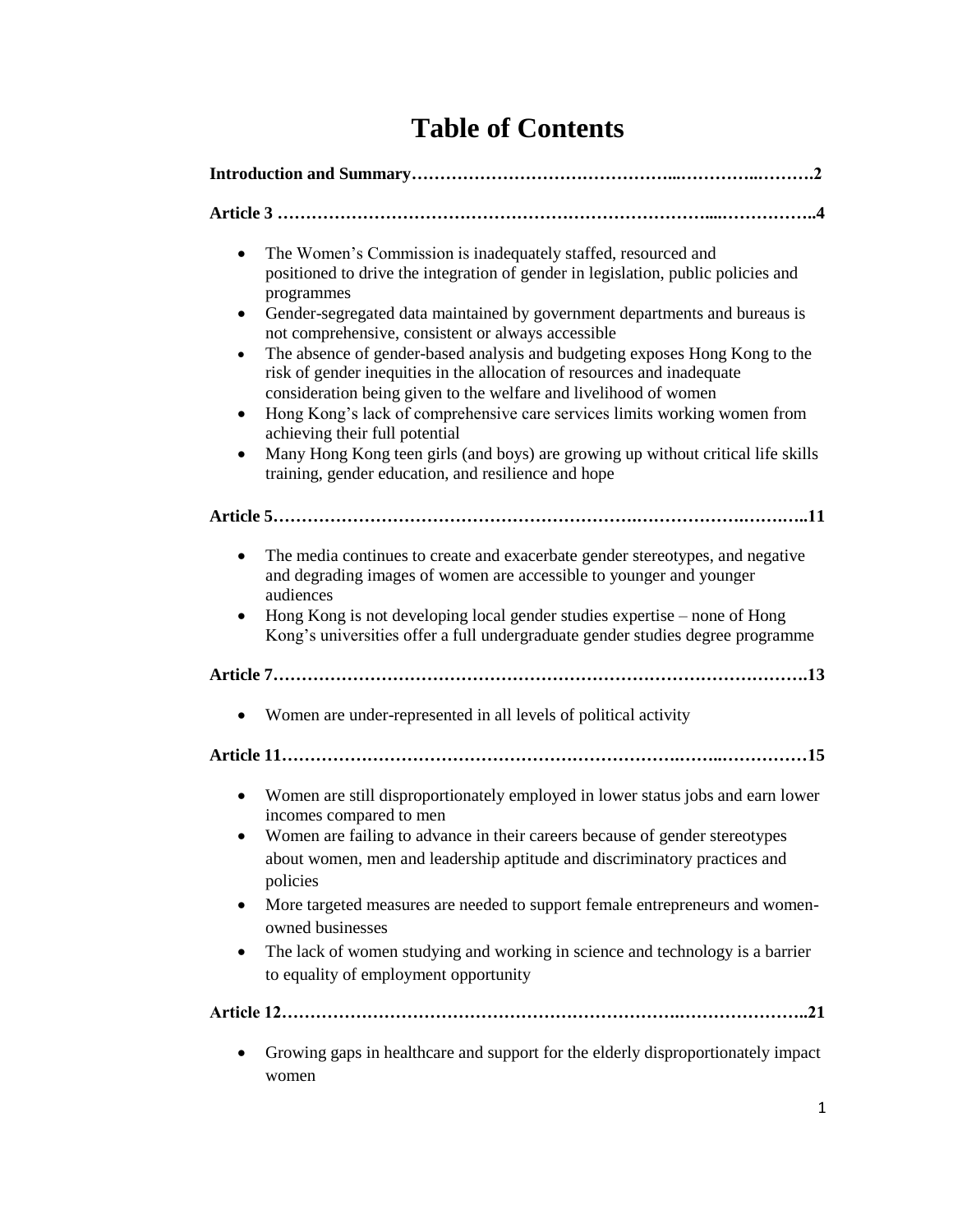# Table of Contents

**Introduction and Summary……………………………………...…………..……….2**

**Article 3 ………………………………………………………………...……………..4**

- The Women's Commission is inadequately staffed, resourced and positioned to drive the integration of gender in legislation, public policies and programmes
- Gender-segregated data maintained by government departments and bureaus is not comprehensive, consistent or always accessible
- The absence of gender-based analysis and budgeting exposes Hong Kong to the risk of gender inequities in the allocation of resources and inadequate consideration being given to the welfare and livelihood of women
- Hong Kong's lack of comprehensive care services limits working women from achieving their full potential
- Many Hong Kong teen girls (and boys) are growing up without critical life skills training, gender education, and resilience and hope

**Article 5……………………………………………………….…………….………..11**

- The media continues to create and exacerbate gender stereotypes, and negative and degrading images of women are accessible to younger and younger audiences
- Hong Kong is not developing local gender studies expertise – none of Hong Kong's universities offer a full undergraduate gender studies degree programme

**Article 7………………………………………………………………………………….13**

- Women are under-represented in all levels of political activity

**Article 11………………………………………………………….……..……………15**

- Women are still disproportionately employed in lower status jobs and earn lower incomes compared to men
- Women are failing to advance in their careers because of gender stereotypes about women, men and leadership aptitude and discriminatory practices and policies
- More targeted measures are needed to support female entrepreneurs and women-owned businesses
- The lack of women studying and working in science and technology is a barrier to equality of employment opportunity

**Article 12……………………………………………………………….…………………..21**

- Growing gaps in healthcare and support for the elderly disproportionately impact women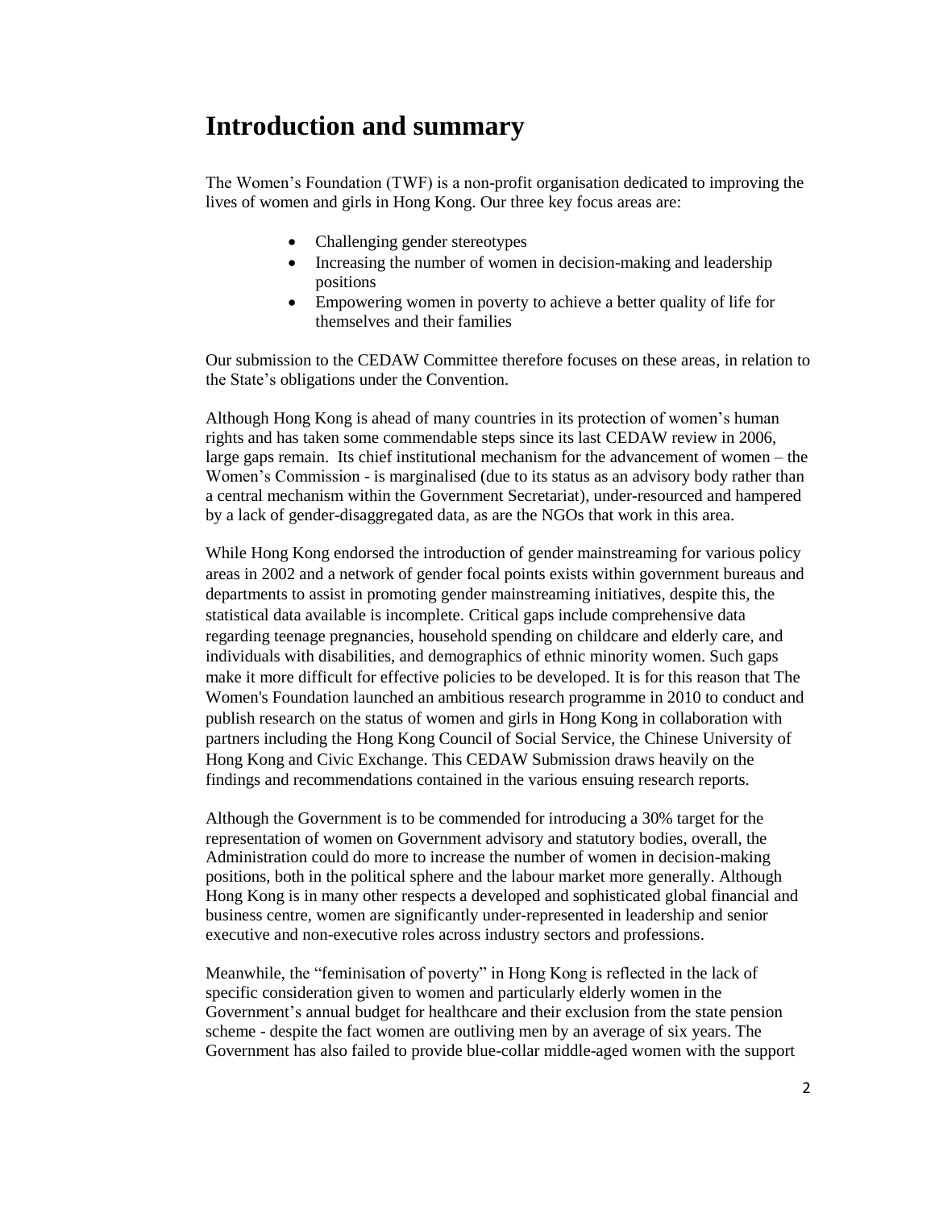# Introduction and summary

The Women's Foundation (TWF) is a non-profit organisation dedicated to improving the lives of women and girls in Hong Kong. Our three key focus areas are:

- Challenging gender stereotypes
- Increasing the number of women in decision-making and leadership positions
- Empowering women in poverty to achieve a better quality of life for themselves and their families

Our submission to the CEDAW Committee therefore focuses on these areas, in relation to the State's obligations under the Convention.

Although Hong Kong is ahead of many countries in its protection of women's human rights and has taken some commendable steps since its last CEDAW review in 2006, large gaps remain. Its chief institutional mechanism for the advancement of women – the Women's Commission - is marginalised (due to its status as an advisory body rather than a central mechanism within the Government Secretariat), under-resourced and hampered by a lack of gender-disaggregated data, as are the NGOs that work in this area.

While Hong Kong endorsed the introduction of gender mainstreaming for various policy areas in 2002 and a network of gender focal points exists within government bureaus and departments to assist in promoting gender mainstreaming initiatives, despite this, the statistical data available is incomplete. Critical gaps include comprehensive data regarding teenage pregnancies, household spending on childcare and elderly care, and individuals with disabilities, and demographics of ethnic minority women. Such gaps make it more difficult for effective policies to be developed. It is for this reason that The Women's Foundation launched an ambitious research programme in 2010 to conduct and publish research on the status of women and girls in Hong Kong in collaboration with partners including the Hong Kong Council of Social Service, the Chinese University of Hong Kong and Civic Exchange. This CEDAW Submission draws heavily on the findings and recommendations contained in the various ensuing research reports.

Although the Government is to be commended for introducing a 30% target for the representation of women on Government advisory and statutory bodies, overall, the Administration could do more to increase the number of women in decision-making positions, both in the political sphere and the labour market more generally. Although Hong Kong is in many other respects a developed and sophisticated global financial and business centre, women are significantly under-represented in leadership and senior executive and non-executive roles across industry sectors and professions.

Meanwhile, the "feminisation of poverty" in Hong Kong is reflected in the lack of specific consideration given to women and particularly elderly women in the Government's annual budget for healthcare and their exclusion from the state pension scheme - despite the fact women are outliving men by an average of six years. The Government has also failed to provide blue-collar middle-aged women with the support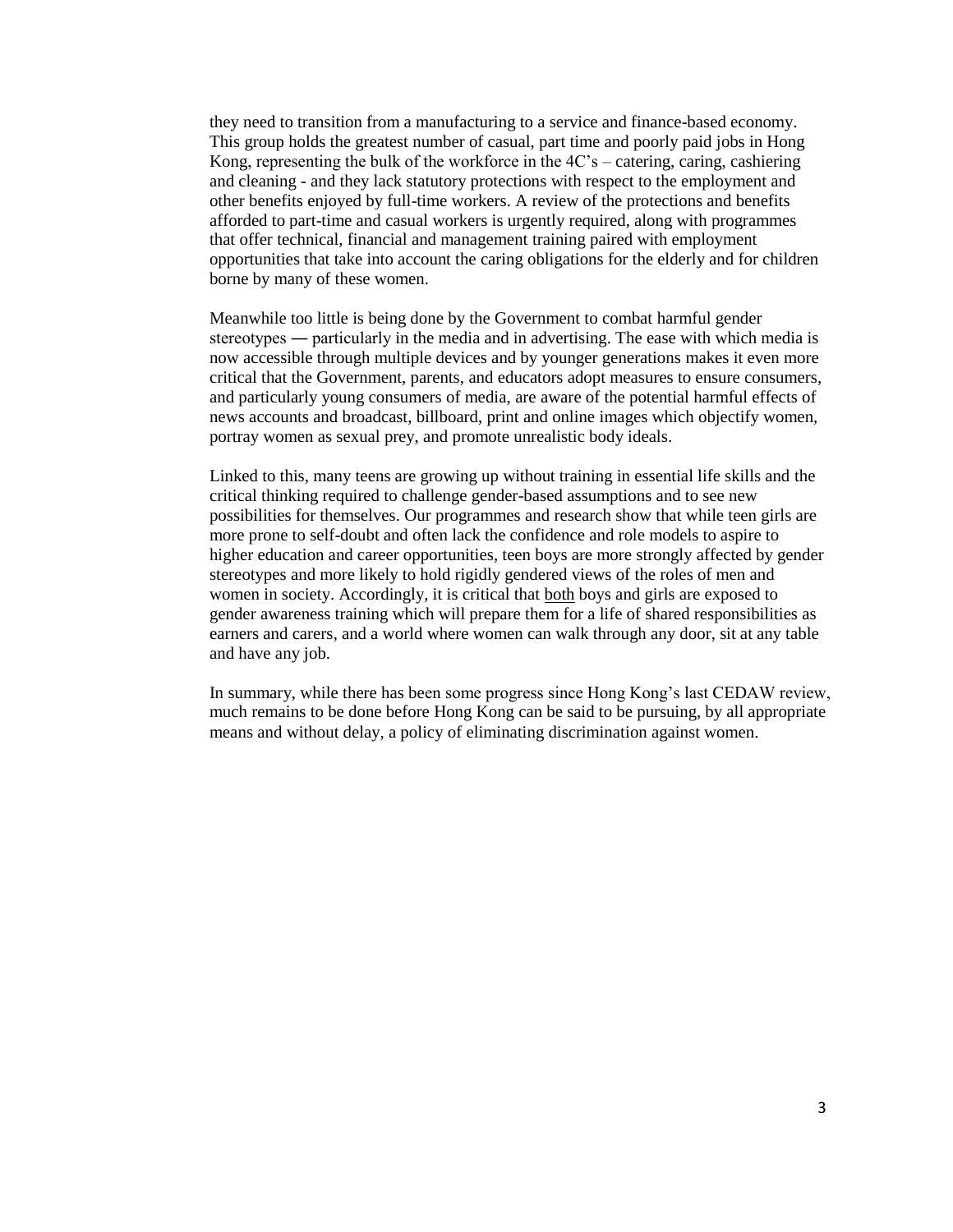they need to transition from a manufacturing to a service and finance-based economy. This group holds the greatest number of casual, part time and poorly paid jobs in Hong Kong, representing the bulk of the workforce in the 4C's – catering, caring, cashiering and cleaning - and they lack statutory protections with respect to the employment and other benefits enjoyed by full-time workers. A review of the protections and benefits afforded to part-time and casual workers is urgently required, along with programmes that offer technical, financial and management training paired with employment opportunities that take into account the caring obligations for the elderly and for children borne by many of these women.

Meanwhile too little is being done by the Government to combat harmful gender stereotypes ― particularly in the media and in advertising. The ease with which media is now accessible through multiple devices and by younger generations makes it even more critical that the Government, parents, and educators adopt measures to ensure consumers, and particularly young consumers of media, are aware of the potential harmful effects of news accounts and broadcast, billboard, print and online images which objectify women, portray women as sexual prey, and promote unrealistic body ideals.

Linked to this, many teens are growing up without training in essential life skills and the critical thinking required to challenge gender-based assumptions and to see new possibilities for themselves. Our programmes and research show that while teen girls are more prone to self-doubt and often lack the confidence and role models to aspire to higher education and career opportunities, teen boys are more strongly affected by gender stereotypes and more likely to hold rigidly gendered views of the roles of men and women in society. Accordingly, it is critical that <u>both</u> boys and girls are exposed to gender awareness training which will prepare them for a life of shared responsibilities as earners and carers, and a world where women can walk through any door, sit at any table and have any job.

In summary, while there has been some progress since Hong Kong's last CEDAW review, much remains to be done before Hong Kong can be said to be pursuing, by all appropriate means and without delay, a policy of eliminating discrimination against women.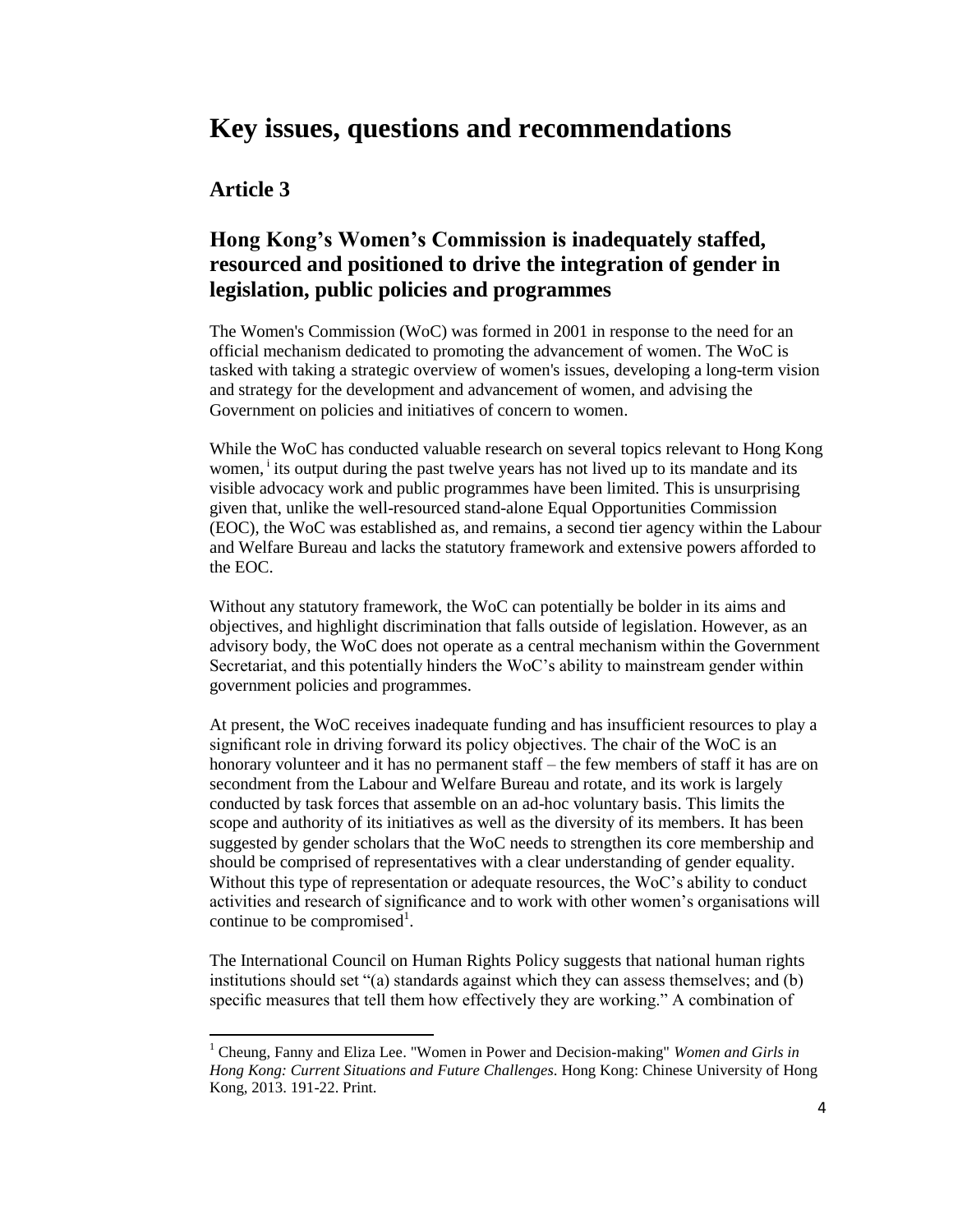# Key issues, questions and recommendations

## Article 3

### Hong Kong's Women's Commission is inadequately staffed, resourced and positioned to drive the integration of gender in legislation, public policies and programmes

The Women's Commission (WoC) was formed in 2001 in response to the need for an official mechanism dedicated to promoting the advancement of women. The WoC is tasked with taking a strategic overview of women's issues, developing a long-term vision and strategy for the development and advancement of women, and advising the Government on policies and initiatives of concern to women.

While the WoC has conducted valuable research on several topics relevant to Hong Kong women,[i] its output during the past twelve years has not lived up to its mandate and its visible advocacy work and public programmes have been limited. This is unsurprising given that, unlike the well-resourced stand-alone Equal Opportunities Commission (EOC), the WoC was established as, and remains, a second tier agency within the Labour and Welfare Bureau and lacks the statutory framework and extensive powers afforded to the EOC.

Without any statutory framework, the WoC can potentially be bolder in its aims and objectives, and highlight discrimination that falls outside of legislation. However, as an advisory body, the WoC does not operate as a central mechanism within the Government Secretariat, and this potentially hinders the WoC's ability to mainstream gender within government policies and programmes.

At present, the WoC receives inadequate funding and has insufficient resources to play a significant role in driving forward its policy objectives. The chair of the WoC is an honorary volunteer and it has no permanent staff – the few members of staff it has are on secondment from the Labour and Welfare Bureau and rotate, and its work is largely conducted by task forces that assemble on an ad-hoc voluntary basis. This limits the scope and authority of its initiatives as well as the diversity of its members. It has been suggested by gender scholars that the WoC needs to strengthen its core membership and should be comprised of representatives with a clear understanding of gender equality. Without this type of representation or adequate resources, the WoC's ability to conduct activities and research of significance and to work with other women's organisations will continue to be compromised[1].

The International Council on Human Rights Policy suggests that national human rights institutions should set "(a) standards against which they can assess themselves; and (b) specific measures that tell them how effectively they are working." A combination of

---

[1] Cheung, Fanny and Eliza Lee. "Women in Power and Decision-making" *Women and Girls in Hong Kong: Current Situations and Future Challenges*. Hong Kong: Chinese University of Hong Kong, 2013. 191-22. Print.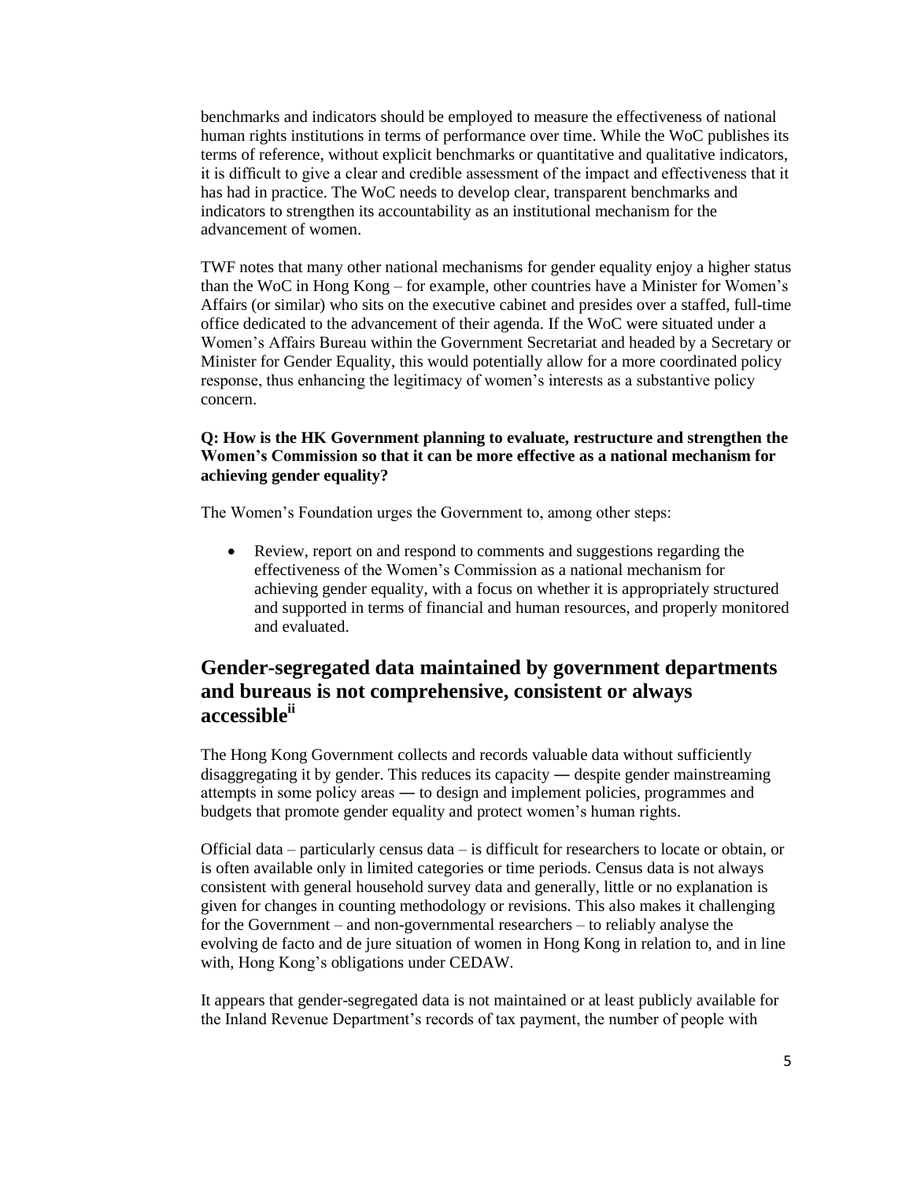benchmarks and indicators should be employed to measure the effectiveness of national human rights institutions in terms of performance over time. While the WoC publishes its terms of reference, without explicit benchmarks or quantitative and qualitative indicators, it is difficult to give a clear and credible assessment of the impact and effectiveness that it has had in practice. The WoC needs to develop clear, transparent benchmarks and indicators to strengthen its accountability as an institutional mechanism for the advancement of women.

TWF notes that many other national mechanisms for gender equality enjoy a higher status than the WoC in Hong Kong – for example, other countries have a Minister for Women's Affairs (or similar) who sits on the executive cabinet and presides over a staffed, full-time office dedicated to the advancement of their agenda. If the WoC were situated under a Women's Affairs Bureau within the Government Secretariat and headed by a Secretary or Minister for Gender Equality, this would potentially allow for a more coordinated policy response, thus enhancing the legitimacy of women's interests as a substantive policy concern.

**Q: How is the HK Government planning to evaluate, restructure and strengthen the Women's Commission so that it can be more effective as a national mechanism for achieving gender equality?**

The Women's Foundation urges the Government to, among other steps:

- Review, report on and respond to comments and suggestions regarding the effectiveness of the Women's Commission as a national mechanism for achieving gender equality, with a focus on whether it is appropriately structured and supported in terms of financial and human resources, and properly monitored and evaluated.

## Gender-segregated data maintained by government departments and bureaus is not comprehensive, consistent or always accessible[ii]

The Hong Kong Government collects and records valuable data without sufficiently disaggregating it by gender. This reduces its capacity ― despite gender mainstreaming attempts in some policy areas ― to design and implement policies, programmes and budgets that promote gender equality and protect women's human rights.

Official data – particularly census data – is difficult for researchers to locate or obtain, or is often available only in limited categories or time periods. Census data is not always consistent with general household survey data and generally, little or no explanation is given for changes in counting methodology or revisions. This also makes it challenging for the Government – and non-governmental researchers – to reliably analyse the evolving de facto and de jure situation of women in Hong Kong in relation to, and in line with, Hong Kong's obligations under CEDAW.

It appears that gender-segregated data is not maintained or at least publicly available for the Inland Revenue Department's records of tax payment, the number of people with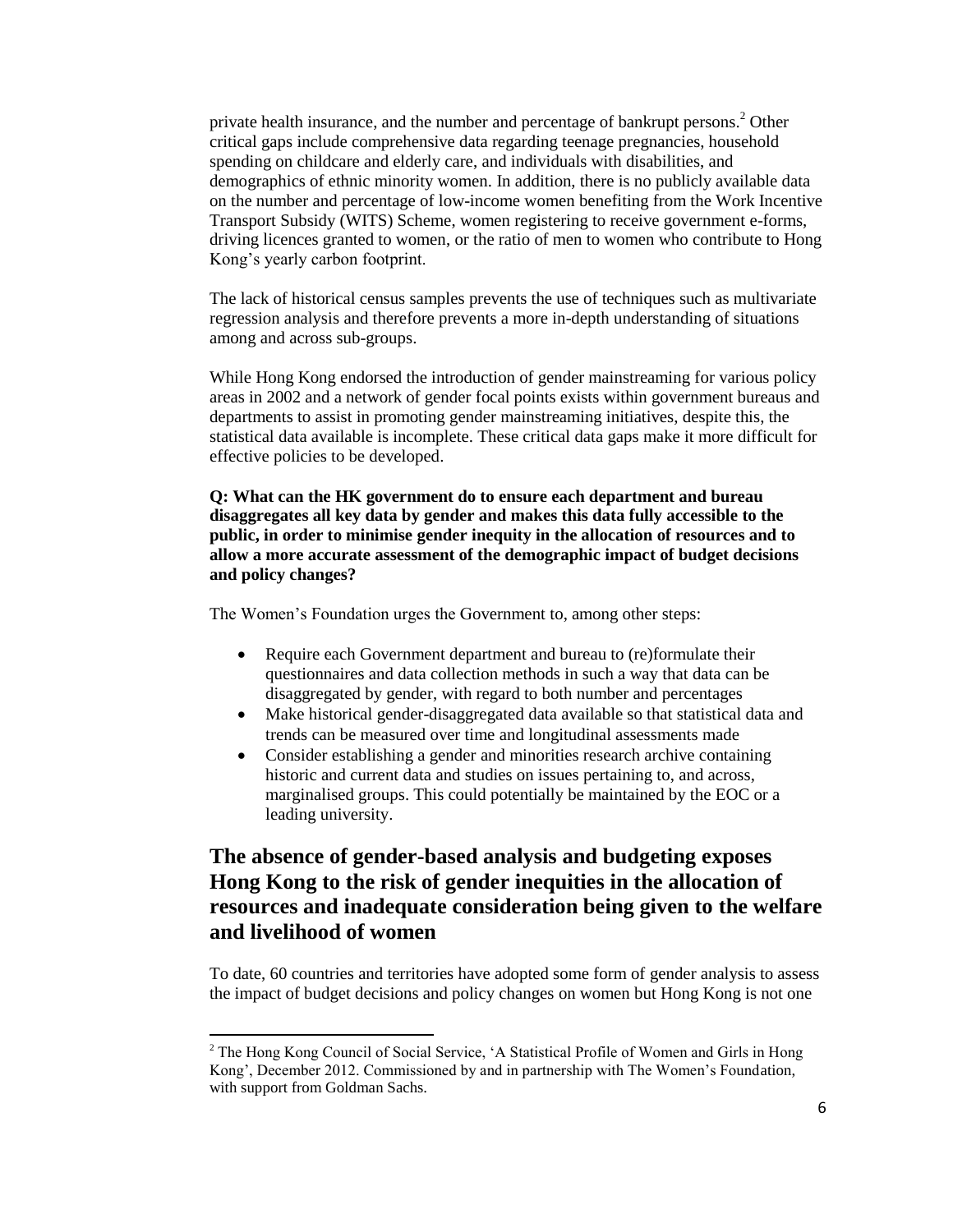private health insurance, and the number and percentage of bankrupt persons.[2] Other critical gaps include comprehensive data regarding teenage pregnancies, household spending on childcare and elderly care, and individuals with disabilities, and demographics of ethnic minority women. In addition, there is no publicly available data on the number and percentage of low-income women benefiting from the Work Incentive Transport Subsidy (WITS) Scheme, women registering to receive government e-forms, driving licences granted to women, or the ratio of men to women who contribute to Hong Kong's yearly carbon footprint.

The lack of historical census samples prevents the use of techniques such as multivariate regression analysis and therefore prevents a more in-depth understanding of situations among and across sub-groups.

While Hong Kong endorsed the introduction of gender mainstreaming for various policy areas in 2002 and a network of gender focal points exists within government bureaus and departments to assist in promoting gender mainstreaming initiatives, despite this, the statistical data available is incomplete. These critical data gaps make it more difficult for effective policies to be developed.

**Q: What can the HK government do to ensure each department and bureau disaggregates all key data by gender and makes this data fully accessible to the public, in order to minimise gender inequity in the allocation of resources and to allow a more accurate assessment of the demographic impact of budget decisions and policy changes?**

The Women's Foundation urges the Government to, among other steps:

- Require each Government department and bureau to (re)formulate their questionnaires and data collection methods in such a way that data can be disaggregated by gender, with regard to both number and percentages
- Make historical gender-disaggregated data available so that statistical data and trends can be measured over time and longitudinal assessments made
- Consider establishing a gender and minorities research archive containing historic and current data and studies on issues pertaining to, and across, marginalised groups. This could potentially be maintained by the EOC or a leading university.

## The absence of gender-based analysis and budgeting exposes Hong Kong to the risk of gender inequities in the allocation of resources and inadequate consideration being given to the welfare and livelihood of women

To date, 60 countries and territories have adopted some form of gender analysis to assess the impact of budget decisions and policy changes on women but Hong Kong is not one

[2] The Hong Kong Council of Social Service, 'A Statistical Profile of Women and Girls in Hong Kong', December 2012. Commissioned by and in partnership with The Women's Foundation, with support from Goldman Sachs.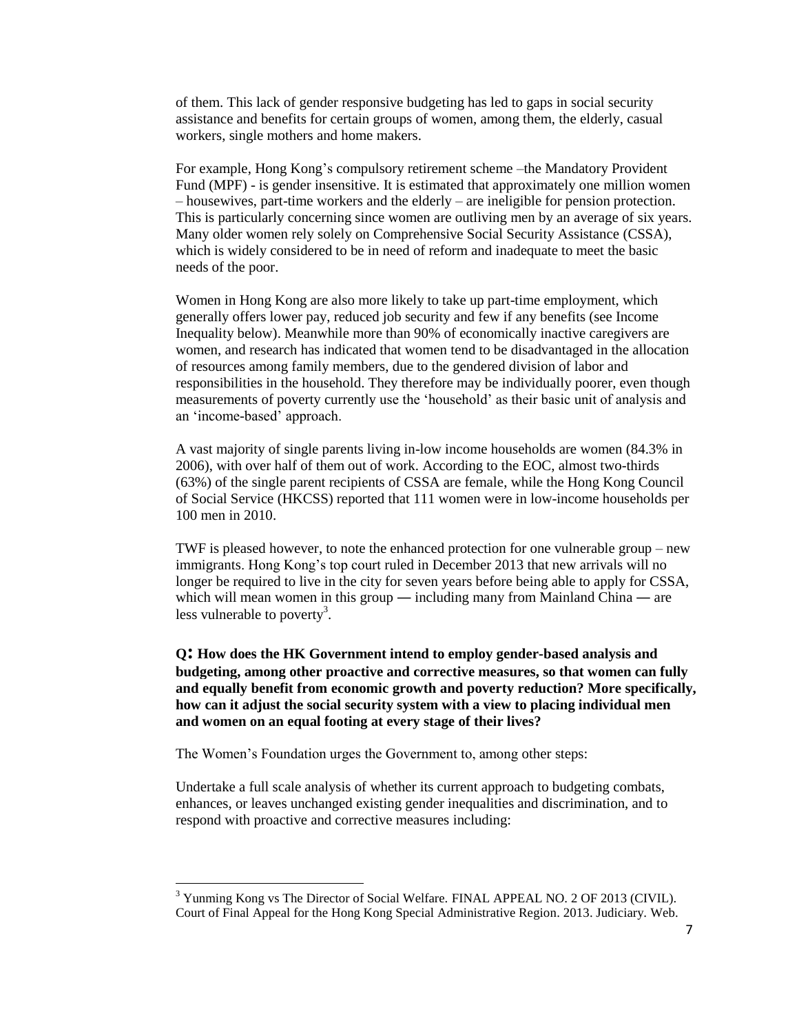of them. This lack of gender responsive budgeting has led to gaps in social security assistance and benefits for certain groups of women, among them, the elderly, casual workers, single mothers and home makers.

For example, Hong Kong's compulsory retirement scheme –the Mandatory Provident Fund (MPF) - is gender insensitive. It is estimated that approximately one million women – housewives, part-time workers and the elderly – are ineligible for pension protection. This is particularly concerning since women are outliving men by an average of six years. Many older women rely solely on Comprehensive Social Security Assistance (CSSA), which is widely considered to be in need of reform and inadequate to meet the basic needs of the poor.

Women in Hong Kong are also more likely to take up part-time employment, which generally offers lower pay, reduced job security and few if any benefits (see Income Inequality below). Meanwhile more than 90% of economically inactive caregivers are women, and research has indicated that women tend to be disadvantaged in the allocation of resources among family members, due to the gendered division of labor and responsibilities in the household. They therefore may be individually poorer, even though measurements of poverty currently use the 'household' as their basic unit of analysis and an 'income-based' approach.

A vast majority of single parents living in-low income households are women (84.3% in 2006), with over half of them out of work. According to the EOC, almost two-thirds (63%) of the single parent recipients of CSSA are female, while the Hong Kong Council of Social Service (HKCSS) reported that 111 women were in low-income households per 100 men in 2010.

TWF is pleased however, to note the enhanced protection for one vulnerable group – new immigrants. Hong Kong's top court ruled in December 2013 that new arrivals will no longer be required to live in the city for seven years before being able to apply for CSSA, which will mean women in this group ― including many from Mainland China ― are less vulnerable to poverty[3].

**Q: How does the HK Government intend to employ gender-based analysis and budgeting, among other proactive and corrective measures, so that women can fully and equally benefit from economic growth and poverty reduction? More specifically, how can it adjust the social security system with a view to placing individual men and women on an equal footing at every stage of their lives?**

The Women's Foundation urges the Government to, among other steps:

Undertake a full scale analysis of whether its current approach to budgeting combats, enhances, or leaves unchanged existing gender inequalities and discrimination, and to respond with proactive and corrective measures including:

---

[3] Yunming Kong vs The Director of Social Welfare. FINAL APPEAL NO. 2 OF 2013 (CIVIL). Court of Final Appeal for the Hong Kong Special Administrative Region. 2013. Judiciary. Web.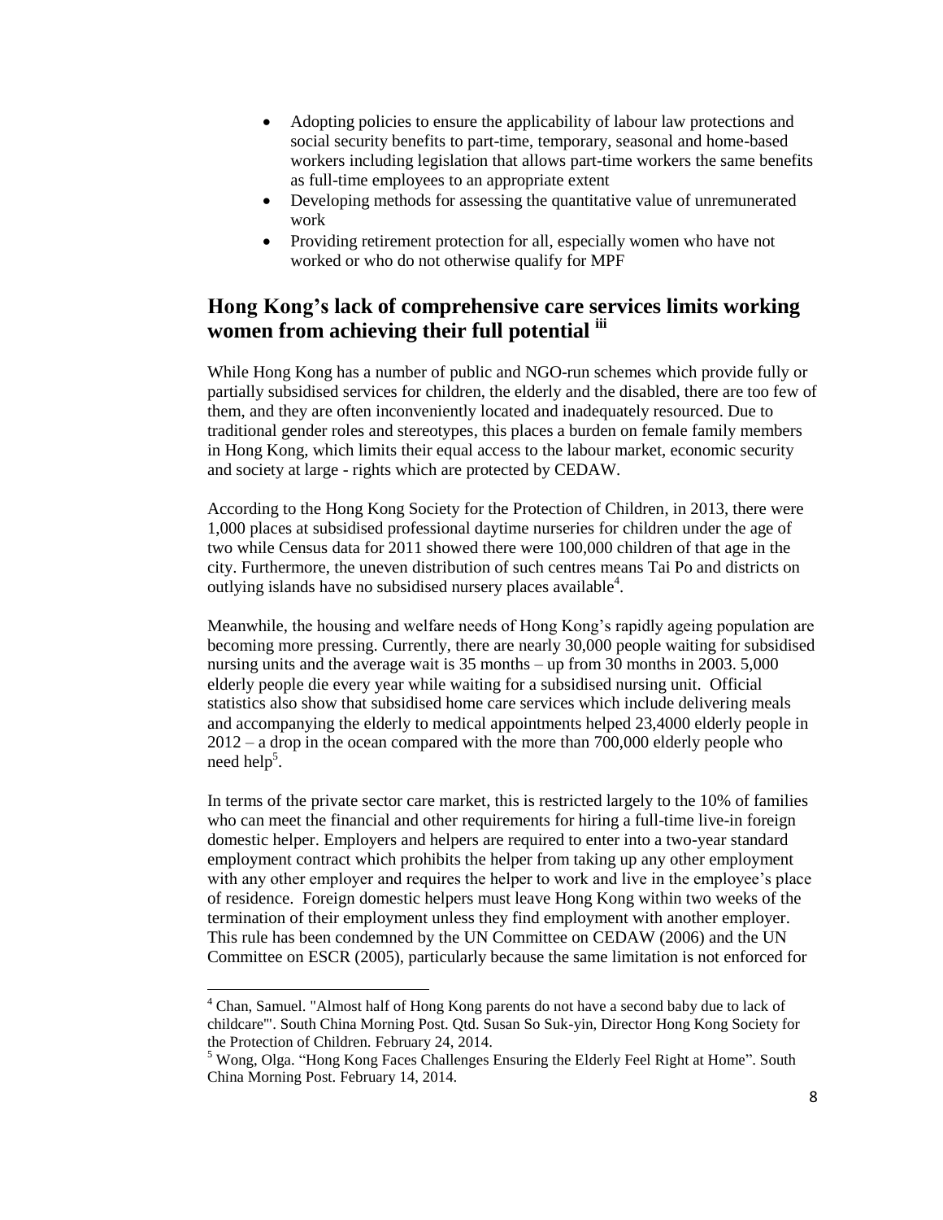- Adopting policies to ensure the applicability of labour law protections and social security benefits to part-time, temporary, seasonal and home-based workers including legislation that allows part-time workers the same benefits as full-time employees to an appropriate extent
- Developing methods for assessing the quantitative value of unremunerated work
- Providing retirement protection for all, especially women who have not worked or who do not otherwise qualify for MPF

## Hong Kong's lack of comprehensive care services limits working women from achieving their full potential [iii]

While Hong Kong has a number of public and NGO-run schemes which provide fully or partially subsidised services for children, the elderly and the disabled, there are too few of them, and they are often inconveniently located and inadequately resourced. Due to traditional gender roles and stereotypes, this places a burden on female family members in Hong Kong, which limits their equal access to the labour market, economic security and society at large - rights which are protected by CEDAW.

According to the Hong Kong Society for the Protection of Children, in 2013, there were 1,000 places at subsidised professional daytime nurseries for children under the age of two while Census data for 2011 showed there were 100,000 children of that age in the city. Furthermore, the uneven distribution of such centres means Tai Po and districts on outlying islands have no subsidised nursery places available[4].

Meanwhile, the housing and welfare needs of Hong Kong's rapidly ageing population are becoming more pressing. Currently, there are nearly 30,000 people waiting for subsidised nursing units and the average wait is 35 months – up from 30 months in 2003. 5,000 elderly people die every year while waiting for a subsidised nursing unit. Official statistics also show that subsidised home care services which include delivering meals and accompanying the elderly to medical appointments helped 23,4000 elderly people in 2012 – a drop in the ocean compared with the more than 700,000 elderly people who need help[5].

In terms of the private sector care market, this is restricted largely to the 10% of families who can meet the financial and other requirements for hiring a full-time live-in foreign domestic helper. Employers and helpers are required to enter into a two-year standard employment contract which prohibits the helper from taking up any other employment with any other employer and requires the helper to work and live in the employee's place of residence. Foreign domestic helpers must leave Hong Kong within two weeks of the termination of their employment unless they find employment with another employer. This rule has been condemned by the UN Committee on CEDAW (2006) and the UN Committee on ESCR (2005), particularly because the same limitation is not enforced for

---

[4] Chan, Samuel. "Almost half of Hong Kong parents do not have a second baby due to lack of childcare'". South China Morning Post. Qtd. Susan So Suk-yin, Director Hong Kong Society for the Protection of Children. February 24, 2014.

[5] Wong, Olga. "Hong Kong Faces Challenges Ensuring the Elderly Feel Right at Home". South China Morning Post. February 14, 2014.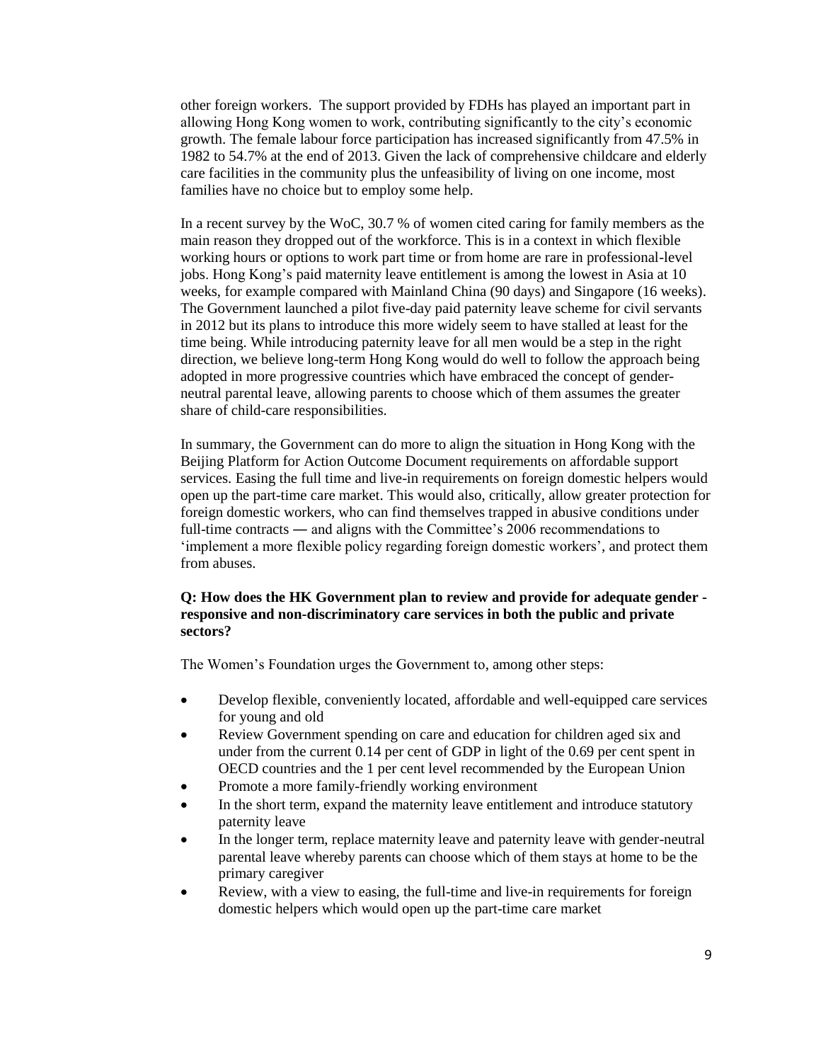other foreign workers. The support provided by FDHs has played an important part in allowing Hong Kong women to work, contributing significantly to the city's economic growth. The female labour force participation has increased significantly from 47.5% in 1982 to 54.7% at the end of 2013. Given the lack of comprehensive childcare and elderly care facilities in the community plus the unfeasibility of living on one income, most families have no choice but to employ some help.

In a recent survey by the WoC, 30.7 % of women cited caring for family members as the main reason they dropped out of the workforce. This is in a context in which flexible working hours or options to work part time or from home are rare in professional-level jobs. Hong Kong's paid maternity leave entitlement is among the lowest in Asia at 10 weeks, for example compared with Mainland China (90 days) and Singapore (16 weeks). The Government launched a pilot five-day paid paternity leave scheme for civil servants in 2012 but its plans to introduce this more widely seem to have stalled at least for the time being. While introducing paternity leave for all men would be a step in the right direction, we believe long-term Hong Kong would do well to follow the approach being adopted in more progressive countries which have embraced the concept of gender-neutral parental leave, allowing parents to choose which of them assumes the greater share of child-care responsibilities.

In summary, the Government can do more to align the situation in Hong Kong with the Beijing Platform for Action Outcome Document requirements on affordable support services. Easing the full time and live-in requirements on foreign domestic helpers would open up the part-time care market. This would also, critically, allow greater protection for foreign domestic workers, who can find themselves trapped in abusive conditions under full-time contracts ― and aligns with the Committee's 2006 recommendations to 'implement a more flexible policy regarding foreign domestic workers', and protect them from abuses.

**Q: How does the HK Government plan to review and provide for adequate gender - responsive and non-discriminatory care services in both the public and private sectors?**

The Women's Foundation urges the Government to, among other steps:

- Develop flexible, conveniently located, affordable and well-equipped care services for young and old
- Review Government spending on care and education for children aged six and under from the current 0.14 per cent of GDP in light of the 0.69 per cent spent in OECD countries and the 1 per cent level recommended by the European Union
- Promote a more family-friendly working environment
- In the short term, expand the maternity leave entitlement and introduce statutory paternity leave
- In the longer term, replace maternity leave and paternity leave with gender-neutral parental leave whereby parents can choose which of them stays at home to be the primary caregiver
- Review, with a view to easing, the full-time and live-in requirements for foreign domestic helpers which would open up the part-time care market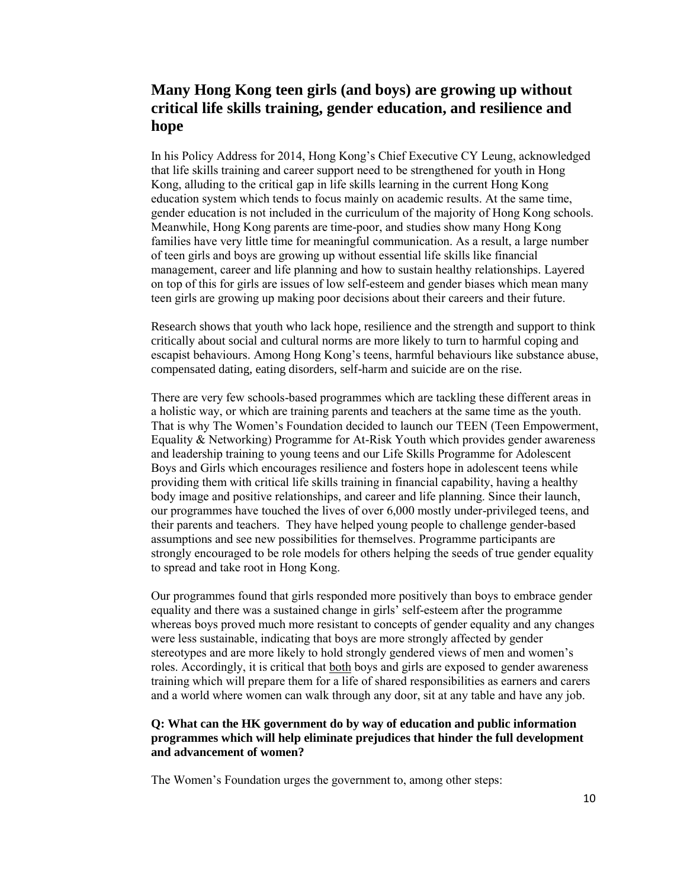## Many Hong Kong teen girls (and boys) are growing up without critical life skills training, gender education, and resilience and hope

In his Policy Address for 2014, Hong Kong's Chief Executive CY Leung, acknowledged that life skills training and career support need to be strengthened for youth in Hong Kong, alluding to the critical gap in life skills learning in the current Hong Kong education system which tends to focus mainly on academic results. At the same time, gender education is not included in the curriculum of the majority of Hong Kong schools. Meanwhile, Hong Kong parents are time-poor, and studies show many Hong Kong families have very little time for meaningful communication. As a result, a large number of teen girls and boys are growing up without essential life skills like financial management, career and life planning and how to sustain healthy relationships. Layered on top of this for girls are issues of low self-esteem and gender biases which mean many teen girls are growing up making poor decisions about their careers and their future.

Research shows that youth who lack hope, resilience and the strength and support to think critically about social and cultural norms are more likely to turn to harmful coping and escapist behaviours. Among Hong Kong's teens, harmful behaviours like substance abuse, compensated dating, eating disorders, self-harm and suicide are on the rise.

There are very few schools-based programmes which are tackling these different areas in a holistic way, or which are training parents and teachers at the same time as the youth. That is why The Women's Foundation decided to launch our TEEN (Teen Empowerment, Equality & Networking) Programme for At-Risk Youth which provides gender awareness and leadership training to young teens and our Life Skills Programme for Adolescent Boys and Girls which encourages resilience and fosters hope in adolescent teens while providing them with critical life skills training in financial capability, having a healthy body image and positive relationships, and career and life planning. Since their launch, our programmes have touched the lives of over 6,000 mostly under-privileged teens, and their parents and teachers. They have helped young people to challenge gender-based assumptions and see new possibilities for themselves. Programme participants are strongly encouraged to be role models for others helping the seeds of true gender equality to spread and take root in Hong Kong.

Our programmes found that girls responded more positively than boys to embrace gender equality and there was a sustained change in girls' self-esteem after the programme whereas boys proved much more resistant to concepts of gender equality and any changes were less sustainable, indicating that boys are more strongly affected by gender stereotypes and are more likely to hold strongly gendered views of men and women's roles. Accordingly, it is critical that <u>both</u> boys and girls are exposed to gender awareness training which will prepare them for a life of shared responsibilities as earners and carers and a world where women can walk through any door, sit at any table and have any job.

**Q: What can the HK government do by way of education and public information programmes which will help eliminate prejudices that hinder the full development and advancement of women?**

The Women's Foundation urges the government to, among other steps: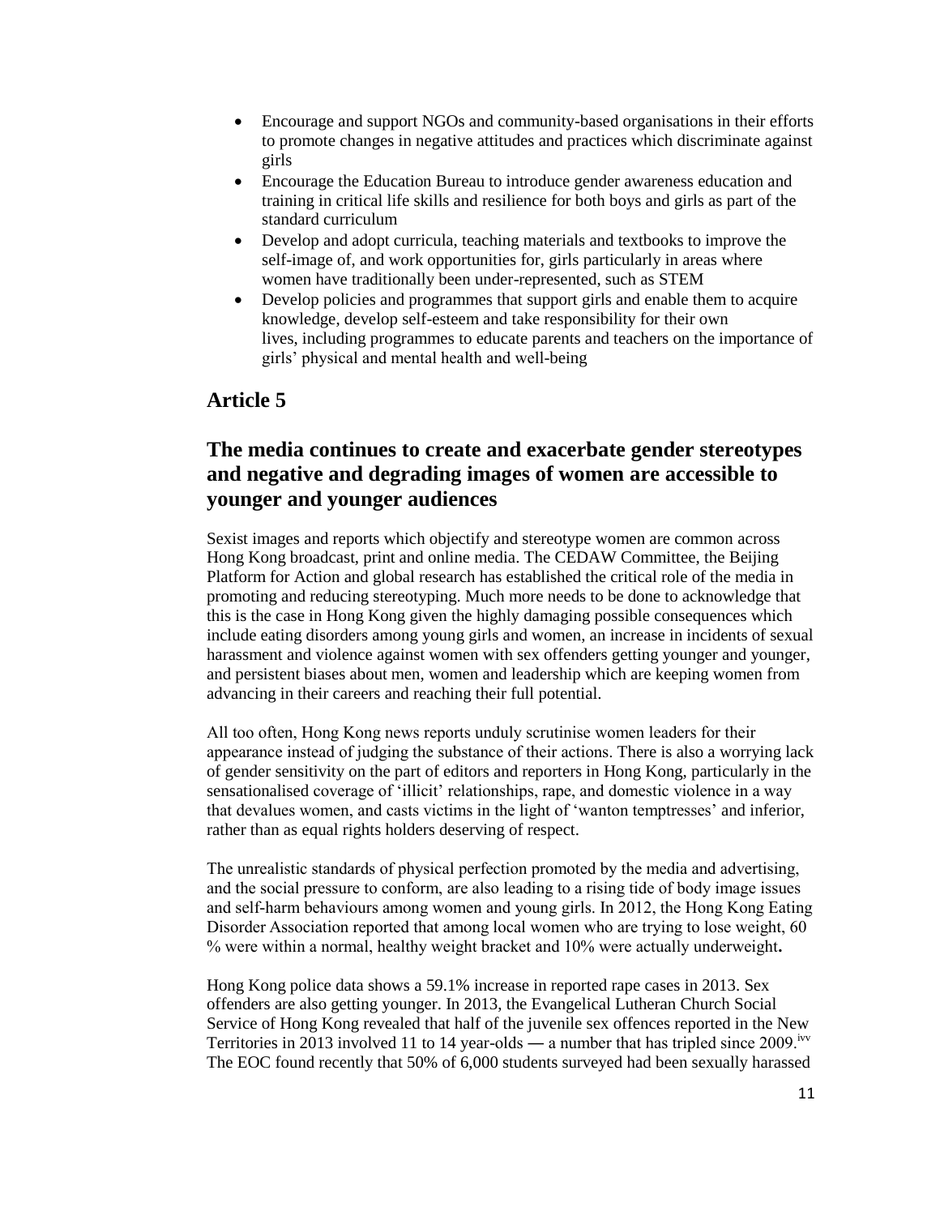- Encourage and support NGOs and community-based organisations in their efforts to promote changes in negative attitudes and practices which discriminate against girls
- Encourage the Education Bureau to introduce gender awareness education and training in critical life skills and resilience for both boys and girls as part of the standard curriculum
- Develop and adopt curricula, teaching materials and textbooks to improve the self-image of, and work opportunities for, girls particularly in areas where women have traditionally been under-represented, such as STEM
- Develop policies and programmes that support girls and enable them to acquire knowledge, develop self-esteem and take responsibility for their own lives, including programmes to educate parents and teachers on the importance of girls' physical and mental health and well-being

## Article 5

## The media continues to create and exacerbate gender stereotypes and negative and degrading images of women are accessible to younger and younger audiences

Sexist images and reports which objectify and stereotype women are common across Hong Kong broadcast, print and online media. The CEDAW Committee, the Beijing Platform for Action and global research has established the critical role of the media in promoting and reducing stereotyping. Much more needs to be done to acknowledge that this is the case in Hong Kong given the highly damaging possible consequences which include eating disorders among young girls and women, an increase in incidents of sexual harassment and violence against women with sex offenders getting younger and younger, and persistent biases about men, women and leadership which are keeping women from advancing in their careers and reaching their full potential.

All too often, Hong Kong news reports unduly scrutinise women leaders for their appearance instead of judging the substance of their actions. There is also a worrying lack of gender sensitivity on the part of editors and reporters in Hong Kong, particularly in the sensationalised coverage of 'illicit' relationships, rape, and domestic violence in a way that devalues women, and casts victims in the light of 'wanton temptresses' and inferior, rather than as equal rights holders deserving of respect.

The unrealistic standards of physical perfection promoted by the media and advertising, and the social pressure to conform, are also leading to a rising tide of body image issues and self-harm behaviours among women and young girls. In 2012, the Hong Kong Eating Disorder Association reported that among local women who are trying to lose weight, 60 % were within a normal, healthy weight bracket and 10% were actually underweight**.**

Hong Kong police data shows a 59.1% increase in reported rape cases in 2013. Sex offenders are also getting younger. In 2013, the Evangelical Lutheran Church Social Service of Hong Kong revealed that half of the juvenile sex offences reported in the New Territories in 2013 involved 11 to 14 year-olds ― a number that has tripled since 2009.[ivv] The EOC found recently that 50% of 6,000 students surveyed had been sexually harassed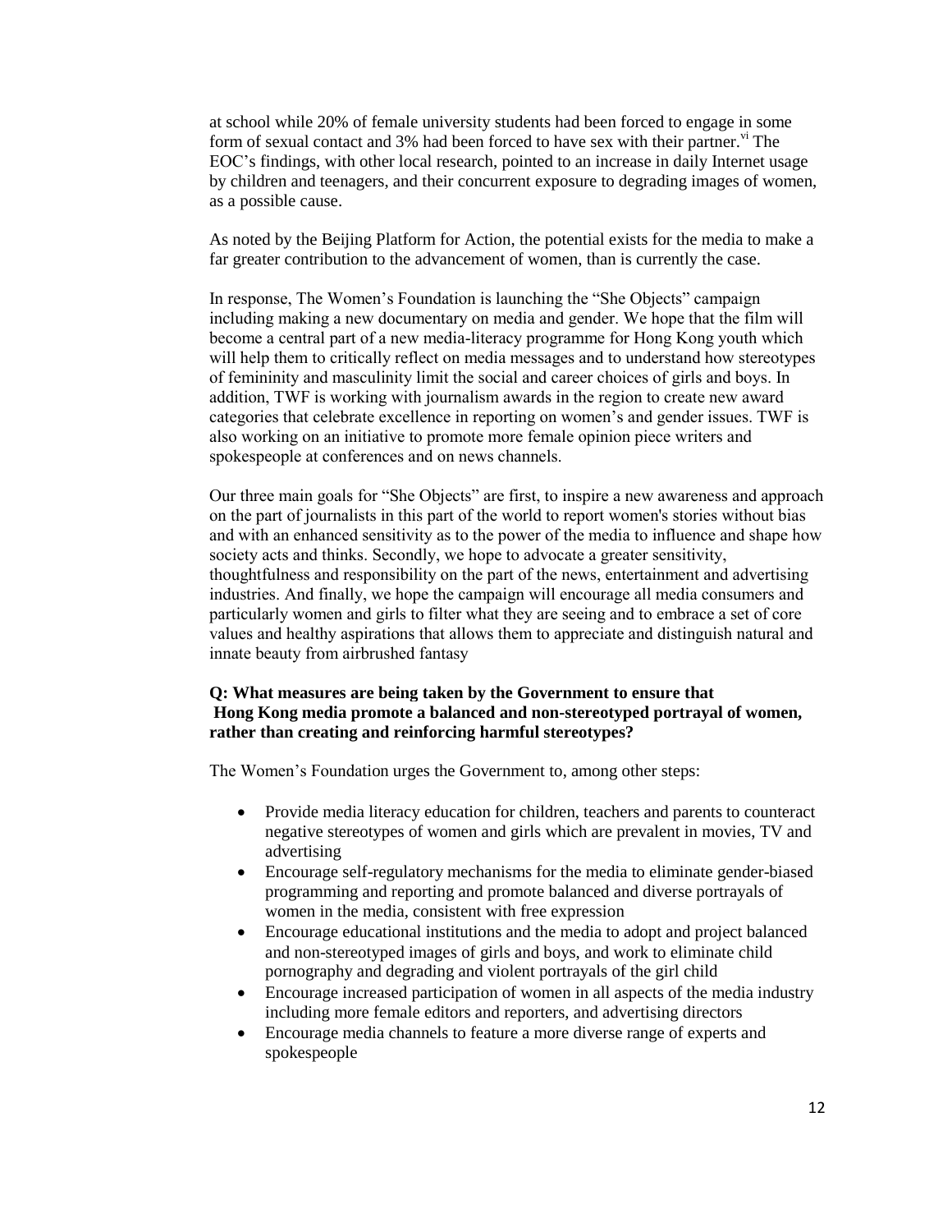at school while 20% of female university students had been forced to engage in some form of sexual contact and 3% had been forced to have sex with their partner.[vi] The EOC's findings, with other local research, pointed to an increase in daily Internet usage by children and teenagers, and their concurrent exposure to degrading images of women, as a possible cause.

As noted by the Beijing Platform for Action, the potential exists for the media to make a far greater contribution to the advancement of women, than is currently the case.

In response, The Women's Foundation is launching the "She Objects" campaign including making a new documentary on media and gender. We hope that the film will become a central part of a new media-literacy programme for Hong Kong youth which will help them to critically reflect on media messages and to understand how stereotypes of femininity and masculinity limit the social and career choices of girls and boys. In addition, TWF is working with journalism awards in the region to create new award categories that celebrate excellence in reporting on women's and gender issues. TWF is also working on an initiative to promote more female opinion piece writers and spokespeople at conferences and on news channels.

Our three main goals for "She Objects" are first, to inspire a new awareness and approach on the part of journalists in this part of the world to report women's stories without bias and with an enhanced sensitivity as to the power of the media to influence and shape how society acts and thinks. Secondly, we hope to advocate a greater sensitivity, thoughtfulness and responsibility on the part of the news, entertainment and advertising industries. And finally, we hope the campaign will encourage all media consumers and particularly women and girls to filter what they are seeing and to embrace a set of core values and healthy aspirations that allows them to appreciate and distinguish natural and innate beauty from airbrushed fantasy

**Q: What measures are being taken by the Government to ensure that Hong Kong media promote a balanced and non-stereotyped portrayal of women, rather than creating and reinforcing harmful stereotypes?**

The Women's Foundation urges the Government to, among other steps:

- Provide media literacy education for children, teachers and parents to counteract negative stereotypes of women and girls which are prevalent in movies, TV and advertising
- Encourage self-regulatory mechanisms for the media to eliminate gender-biased programming and reporting and promote balanced and diverse portrayals of women in the media, consistent with free expression
- Encourage educational institutions and the media to adopt and project balanced and non-stereotyped images of girls and boys, and work to eliminate child pornography and degrading and violent portrayals of the girl child
- Encourage increased participation of women in all aspects of the media industry including more female editors and reporters, and advertising directors
- Encourage media channels to feature a more diverse range of experts and spokespeople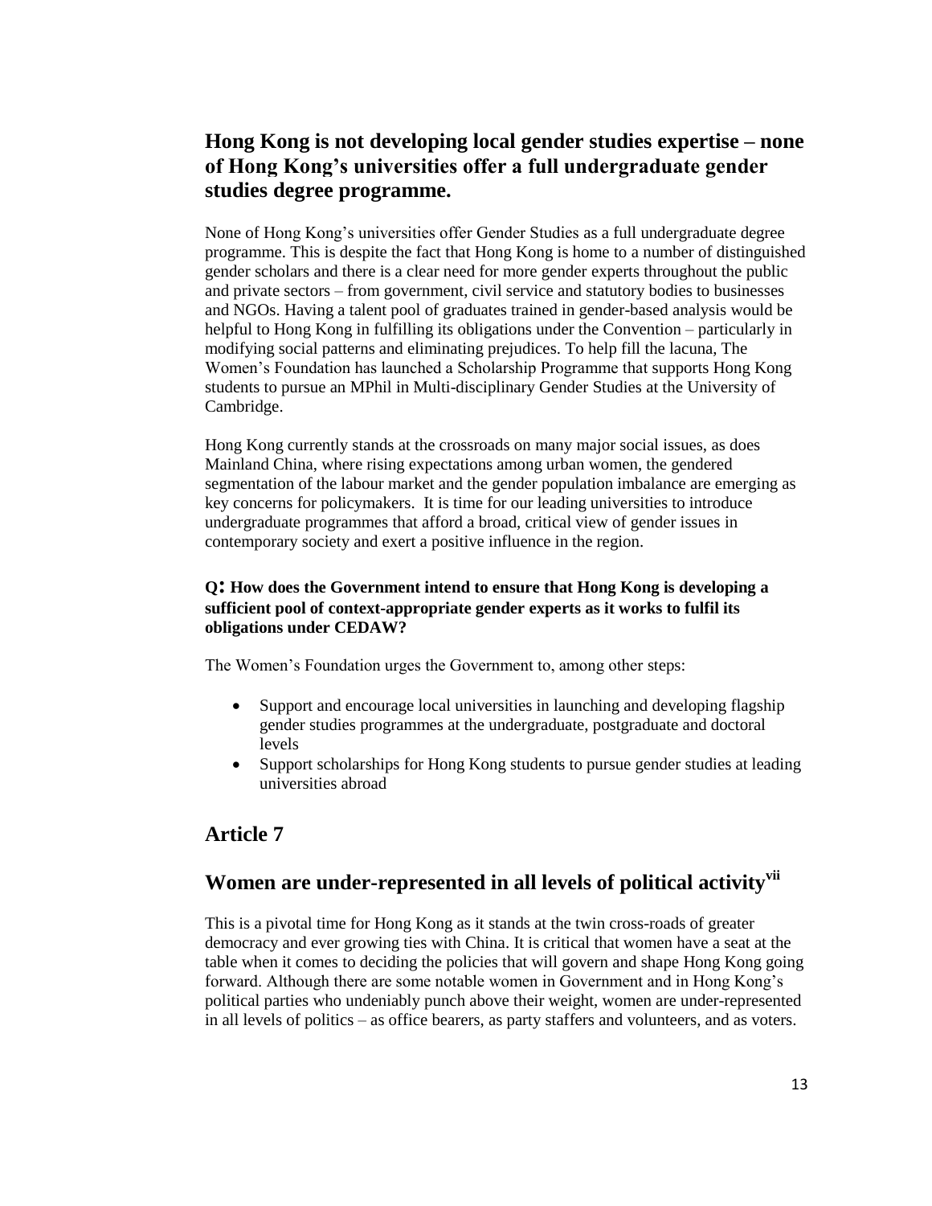## Hong Kong is not developing local gender studies expertise – none of Hong Kong's universities offer a full undergraduate gender studies degree programme.

None of Hong Kong's universities offer Gender Studies as a full undergraduate degree programme. This is despite the fact that Hong Kong is home to a number of distinguished gender scholars and there is a clear need for more gender experts throughout the public and private sectors – from government, civil service and statutory bodies to businesses and NGOs. Having a talent pool of graduates trained in gender-based analysis would be helpful to Hong Kong in fulfilling its obligations under the Convention – particularly in modifying social patterns and eliminating prejudices. To help fill the lacuna, The Women's Foundation has launched a Scholarship Programme that supports Hong Kong students to pursue an MPhil in Multi-disciplinary Gender Studies at the University of Cambridge.

Hong Kong currently stands at the crossroads on many major social issues, as does Mainland China, where rising expectations among urban women, the gendered segmentation of the labour market and the gender population imbalance are emerging as key concerns for policymakers. It is time for our leading universities to introduce undergraduate programmes that afford a broad, critical view of gender issues in contemporary society and exert a positive influence in the region.

**Q: How does the Government intend to ensure that Hong Kong is developing a sufficient pool of context-appropriate gender experts as it works to fulfil its obligations under CEDAW?**

The Women's Foundation urges the Government to, among other steps:

- Support and encourage local universities in launching and developing flagship gender studies programmes at the undergraduate, postgraduate and doctoral levels
- Support scholarships for Hong Kong students to pursue gender studies at leading universities abroad

# Article 7

## Women are under-represented in all levels of political activity[vii]

This is a pivotal time for Hong Kong as it stands at the twin cross-roads of greater democracy and ever growing ties with China. It is critical that women have a seat at the table when it comes to deciding the policies that will govern and shape Hong Kong going forward. Although there are some notable women in Government and in Hong Kong's political parties who undeniably punch above their weight, women are under-represented in all levels of politics – as office bearers, as party staffers and volunteers, and as voters.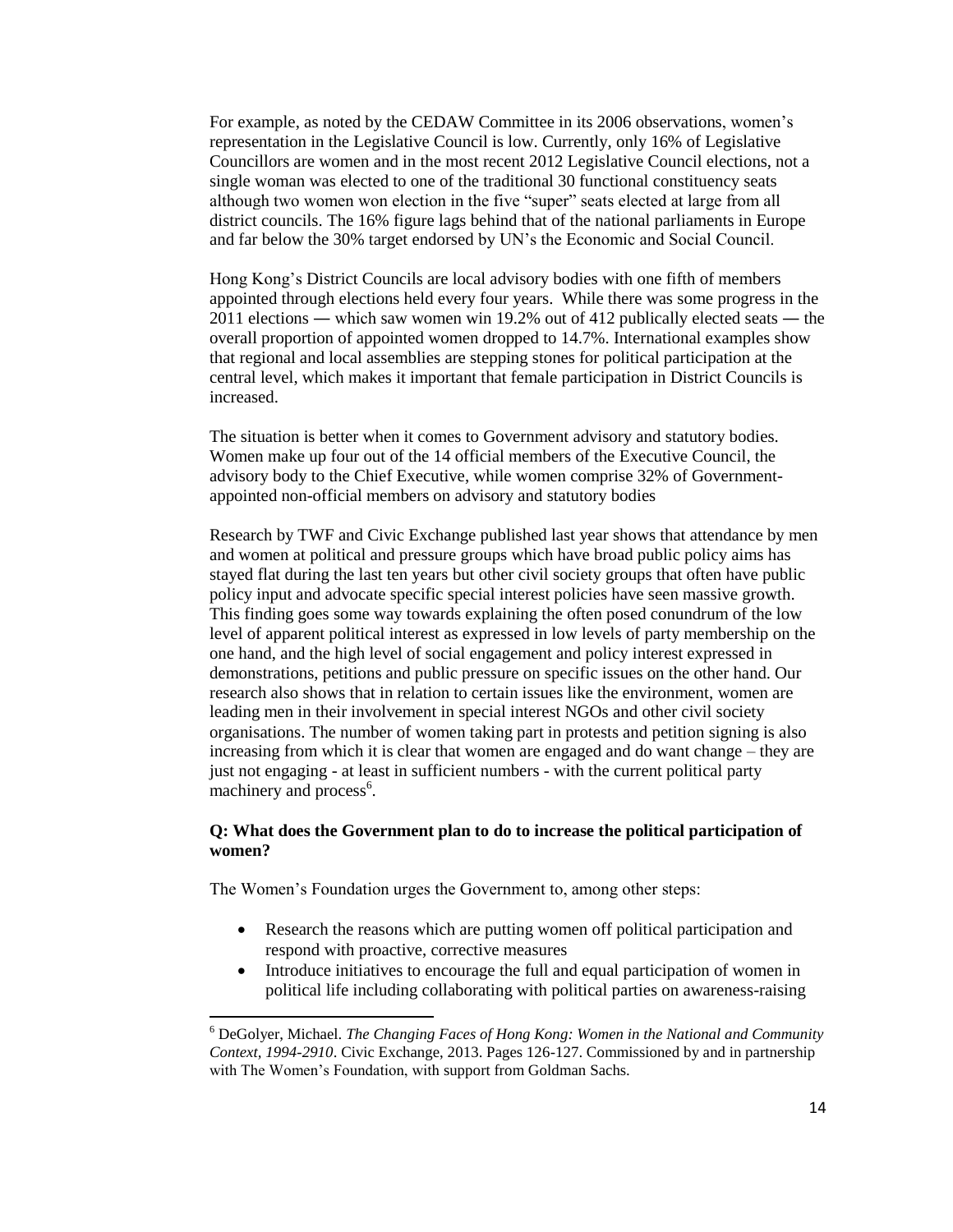For example, as noted by the CEDAW Committee in its 2006 observations, women's representation in the Legislative Council is low. Currently, only 16% of Legislative Councillors are women and in the most recent 2012 Legislative Council elections, not a single woman was elected to one of the traditional 30 functional constituency seats although two women won election in the five "super" seats elected at large from all district councils. The 16% figure lags behind that of the national parliaments in Europe and far below the 30% target endorsed by UN's the Economic and Social Council.

Hong Kong's District Councils are local advisory bodies with one fifth of members appointed through elections held every four years. While there was some progress in the 2011 elections ― which saw women win 19.2% out of 412 publically elected seats ― the overall proportion of appointed women dropped to 14.7%. International examples show that regional and local assemblies are stepping stones for political participation at the central level, which makes it important that female participation in District Councils is increased.

The situation is better when it comes to Government advisory and statutory bodies. Women make up four out of the 14 official members of the Executive Council, the advisory body to the Chief Executive, while women comprise 32% of Government-appointed non-official members on advisory and statutory bodies

Research by TWF and Civic Exchange published last year shows that attendance by men and women at political and pressure groups which have broad public policy aims has stayed flat during the last ten years but other civil society groups that often have public policy input and advocate specific special interest policies have seen massive growth. This finding goes some way towards explaining the often posed conundrum of the low level of apparent political interest as expressed in low levels of party membership on the one hand, and the high level of social engagement and policy interest expressed in demonstrations, petitions and public pressure on specific issues on the other hand. Our research also shows that in relation to certain issues like the environment, women are leading men in their involvement in special interest NGOs and other civil society organisations. The number of women taking part in protests and petition signing is also increasing from which it is clear that women are engaged and do want change – they are just not engaging - at least in sufficient numbers - with the current political party machinery and process[6].

**Q: What does the Government plan to do to increase the political participation of women?**

The Women's Foundation urges the Government to, among other steps:

- Research the reasons which are putting women off political participation and respond with proactive, corrective measures
- Introduce initiatives to encourage the full and equal participation of women in political life including collaborating with political parties on awareness-raising

[6] DeGolyer, Michael. *The Changing Faces of Hong Kong: Women in the National and Community Context, 1994-2910*. Civic Exchange, 2013. Pages 126-127. Commissioned by and in partnership with The Women's Foundation, with support from Goldman Sachs.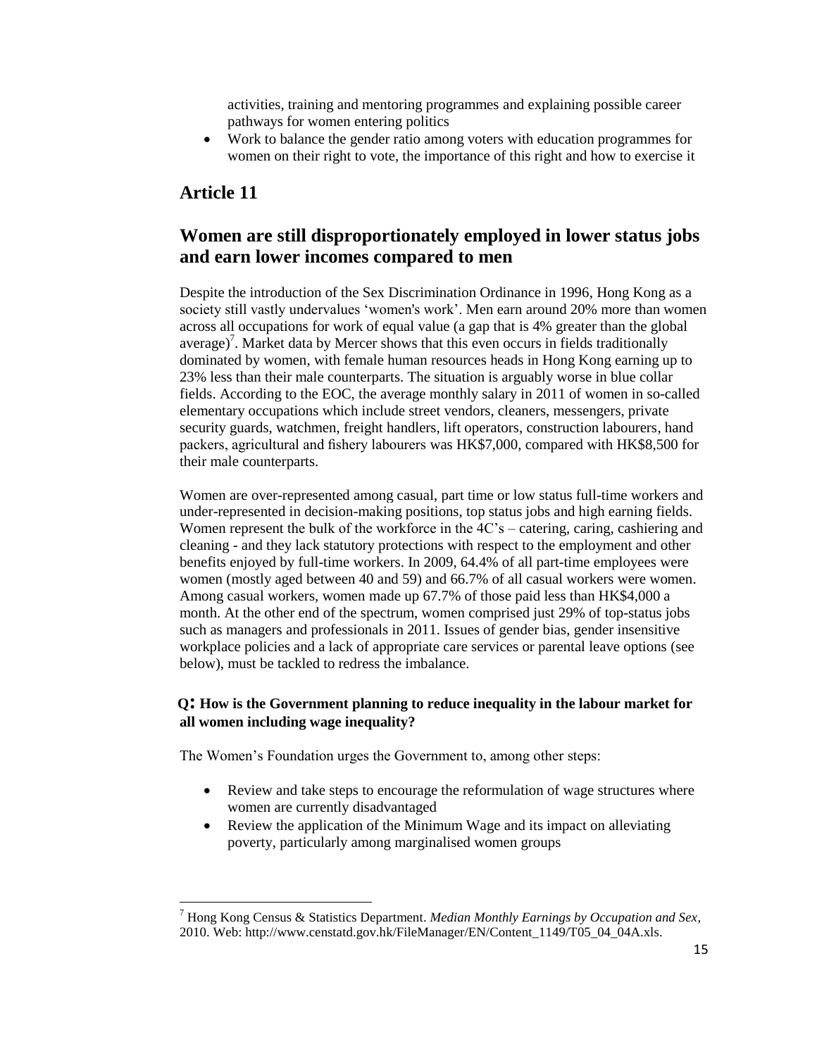activities, training and mentoring programmes and explaining possible career pathways for women entering politics
- Work to balance the gender ratio among voters with education programmes for women on their right to vote, the importance of this right and how to exercise it

## Article 11

## Women are still disproportionately employed in lower status jobs and earn lower incomes compared to men

Despite the introduction of the Sex Discrimination Ordinance in 1996, Hong Kong as a society still vastly undervalues 'women's work'. Men earn around 20% more than women across all occupations for work of equal value (a gap that is 4% greater than the global average)[7]. Market data by Mercer shows that this even occurs in fields traditionally dominated by women, with female human resources heads in Hong Kong earning up to 23% less than their male counterparts. The situation is arguably worse in blue collar fields. According to the EOC, the average monthly salary in 2011 of women in so-called elementary occupations which include street vendors, cleaners, messengers, private security guards, watchmen, freight handlers, lift operators, construction labourers, hand packers, agricultural and fishery labourers was HK$7,000, compared with HK$8,500 for their male counterparts.

Women are over-represented among casual, part time or low status full-time workers and under-represented in decision-making positions, top status jobs and high earning fields. Women represent the bulk of the workforce in the 4C's – catering, caring, cashiering and cleaning - and they lack statutory protections with respect to the employment and other benefits enjoyed by full-time workers. In 2009, 64.4% of all part-time employees were women (mostly aged between 40 and 59) and 66.7% of all casual workers were women. Among casual workers, women made up 67.7% of those paid less than HK$4,000 a month. At the other end of the spectrum, women comprised just 29% of top-status jobs such as managers and professionals in 2011. Issues of gender bias, gender insensitive workplace policies and a lack of appropriate care services or parental leave options (see below), must be tackled to redress the imbalance.

**Q: How is the Government planning to reduce inequality in the labour market for all women including wage inequality?**

The Women's Foundation urges the Government to, among other steps:

- Review and take steps to encourage the reformulation of wage structures where women are currently disadvantaged
- Review the application of the Minimum Wage and its impact on alleviating poverty, particularly among marginalised women groups

---

[7] Hong Kong Census & Statistics Department. *Median Monthly Earnings by Occupation and Sex*, 2010. Web: http://www.censtatd.gov.hk/FileManager/EN/Content_1149/T05_04_04A.xls.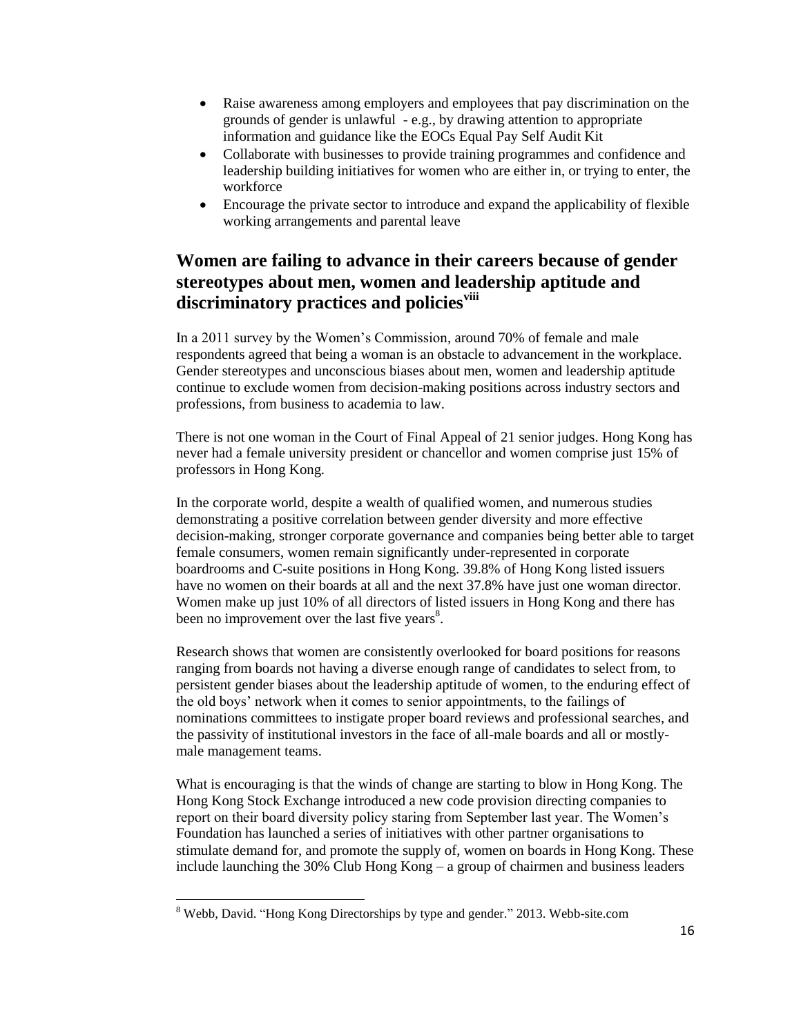- Raise awareness among employers and employees that pay discrimination on the grounds of gender is unlawful - e.g., by drawing attention to appropriate information and guidance like the EOCs Equal Pay Self Audit Kit
- Collaborate with businesses to provide training programmes and confidence and leadership building initiatives for women who are either in, or trying to enter, the workforce
- Encourage the private sector to introduce and expand the applicability of flexible working arrangements and parental leave

## Women are failing to advance in their careers because of gender stereotypes about men, women and leadership aptitude and discriminatory practices and policies[viii]

In a 2011 survey by the Women's Commission, around 70% of female and male respondents agreed that being a woman is an obstacle to advancement in the workplace. Gender stereotypes and unconscious biases about men, women and leadership aptitude continue to exclude women from decision-making positions across industry sectors and professions, from business to academia to law.

There is not one woman in the Court of Final Appeal of 21 senior judges. Hong Kong has never had a female university president or chancellor and women comprise just 15% of professors in Hong Kong.

In the corporate world, despite a wealth of qualified women, and numerous studies demonstrating a positive correlation between gender diversity and more effective decision-making, stronger corporate governance and companies being better able to target female consumers, women remain significantly under-represented in corporate boardrooms and C-suite positions in Hong Kong. 39.8% of Hong Kong listed issuers have no women on their boards at all and the next 37.8% have just one woman director. Women make up just 10% of all directors of listed issuers in Hong Kong and there has been no improvement over the last five years[8].

Research shows that women are consistently overlooked for board positions for reasons ranging from boards not having a diverse enough range of candidates to select from, to persistent gender biases about the leadership aptitude of women, to the enduring effect of the old boys' network when it comes to senior appointments, to the failings of nominations committees to instigate proper board reviews and professional searches, and the passivity of institutional investors in the face of all-male boards and all or mostly-male management teams.

What is encouraging is that the winds of change are starting to blow in Hong Kong. The Hong Kong Stock Exchange introduced a new code provision directing companies to report on their board diversity policy staring from September last year. The Women's Foundation has launched a series of initiatives with other partner organisations to stimulate demand for, and promote the supply of, women on boards in Hong Kong. These include launching the 30% Club Hong Kong – a group of chairmen and business leaders

---

[8] Webb, David. "Hong Kong Directorships by type and gender." 2013. Webb-site.com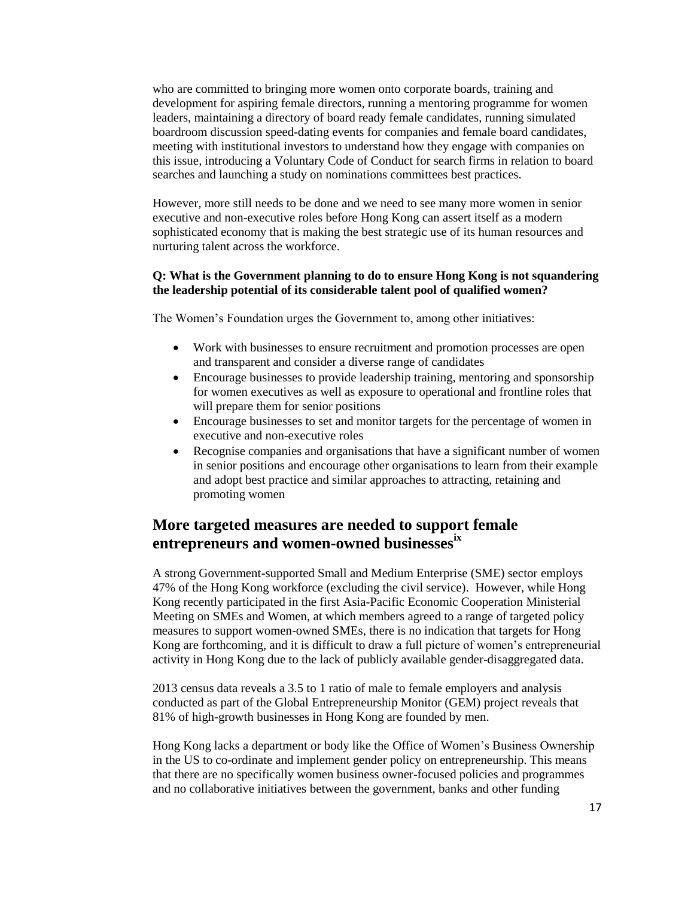who are committed to bringing more women onto corporate boards, training and development for aspiring female directors, running a mentoring programme for women leaders, maintaining a directory of board ready female candidates, running simulated boardroom discussion speed-dating events for companies and female board candidates, meeting with institutional investors to understand how they engage with companies on this issue, introducing a Voluntary Code of Conduct for search firms in relation to board searches and launching a study on nominations committees best practices.

However, more still needs to be done and we need to see many more women in senior executive and non-executive roles before Hong Kong can assert itself as a modern sophisticated economy that is making the best strategic use of its human resources and nurturing talent across the workforce.

**Q: What is the Government planning to do to ensure Hong Kong is not squandering the leadership potential of its considerable talent pool of qualified women?**

The Women's Foundation urges the Government to, among other initiatives:

- Work with businesses to ensure recruitment and promotion processes are open and transparent and consider a diverse range of candidates
- Encourage businesses to provide leadership training, mentoring and sponsorship for women executives as well as exposure to operational and frontline roles that will prepare them for senior positions
- Encourage businesses to set and monitor targets for the percentage of women in executive and non-executive roles
- Recognise companies and organisations that have a significant number of women in senior positions and encourage other organisations to learn from their example and adopt best practice and similar approaches to attracting, retaining and promoting women

## More targeted measures are needed to support female entrepreneurs and women-owned businesses[ix]

A strong Government-supported Small and Medium Enterprise (SME) sector employs 47% of the Hong Kong workforce (excluding the civil service). However, while Hong Kong recently participated in the first Asia-Pacific Economic Cooperation Ministerial Meeting on SMEs and Women, at which members agreed to a range of targeted policy measures to support women-owned SMEs, there is no indication that targets for Hong Kong are forthcoming, and it is difficult to draw a full picture of women's entrepreneurial activity in Hong Kong due to the lack of publicly available gender-disaggregated data.

2013 census data reveals a 3.5 to 1 ratio of male to female employers and analysis conducted as part of the Global Entrepreneurship Monitor (GEM) project reveals that 81% of high-growth businesses in Hong Kong are founded by men.

Hong Kong lacks a department or body like the Office of Women's Business Ownership in the US to co-ordinate and implement gender policy on entrepreneurship. This means that there are no specifically women business owner-focused policies and programmes and no collaborative initiatives between the government, banks and other funding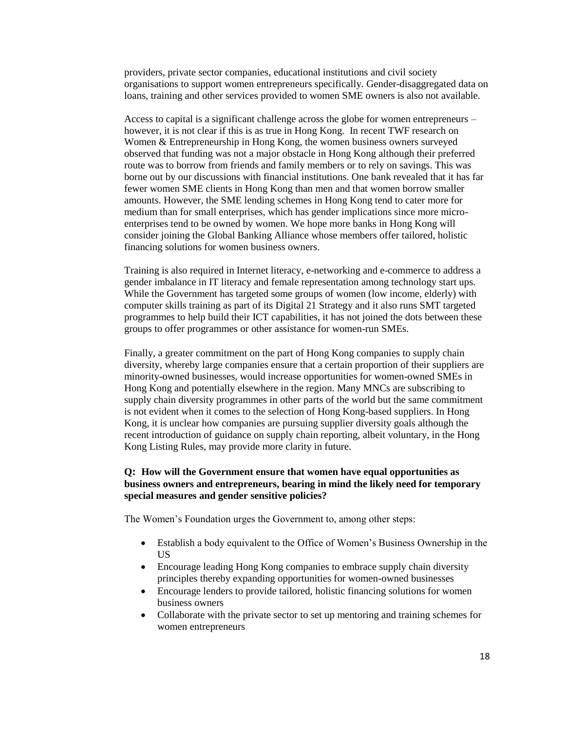providers, private sector companies, educational institutions and civil society organisations to support women entrepreneurs specifically. Gender-disaggregated data on loans, training and other services provided to women SME owners is also not available.

Access to capital is a significant challenge across the globe for women entrepreneurs – however, it is not clear if this is as true in Hong Kong. In recent TWF research on Women & Entrepreneurship in Hong Kong, the women business owners surveyed observed that funding was not a major obstacle in Hong Kong although their preferred route was to borrow from friends and family members or to rely on savings. This was borne out by our discussions with financial institutions. One bank revealed that it has far fewer women SME clients in Hong Kong than men and that women borrow smaller amounts. However, the SME lending schemes in Hong Kong tend to cater more for medium than for small enterprises, which has gender implications since more micro-enterprises tend to be owned by women. We hope more banks in Hong Kong will consider joining the Global Banking Alliance whose members offer tailored, holistic financing solutions for women business owners.

Training is also required in Internet literacy, e-networking and e-commerce to address a gender imbalance in IT literacy and female representation among technology start ups. While the Government has targeted some groups of women (low income, elderly) with computer skills training as part of its Digital 21 Strategy and it also runs SMT targeted programmes to help build their ICT capabilities, it has not joined the dots between these groups to offer programmes or other assistance for women-run SMEs.

Finally, a greater commitment on the part of Hong Kong companies to supply chain diversity, whereby large companies ensure that a certain proportion of their suppliers are minority-owned businesses, would increase opportunities for women-owned SMEs in Hong Kong and potentially elsewhere in the region. Many MNCs are subscribing to supply chain diversity programmes in other parts of the world but the same commitment is not evident when it comes to the selection of Hong Kong-based suppliers. In Hong Kong, it is unclear how companies are pursuing supplier diversity goals although the recent introduction of guidance on supply chain reporting, albeit voluntary, in the Hong Kong Listing Rules, may provide more clarity in future.

**Q: How will the Government ensure that women have equal opportunities as business owners and entrepreneurs, bearing in mind the likely need for temporary special measures and gender sensitive policies?**

The Women's Foundation urges the Government to, among other steps:

- Establish a body equivalent to the Office of Women's Business Ownership in the US
- Encourage leading Hong Kong companies to embrace supply chain diversity principles thereby expanding opportunities for women-owned businesses
- Encourage lenders to provide tailored, holistic financing solutions for women business owners
- Collaborate with the private sector to set up mentoring and training schemes for women entrepreneurs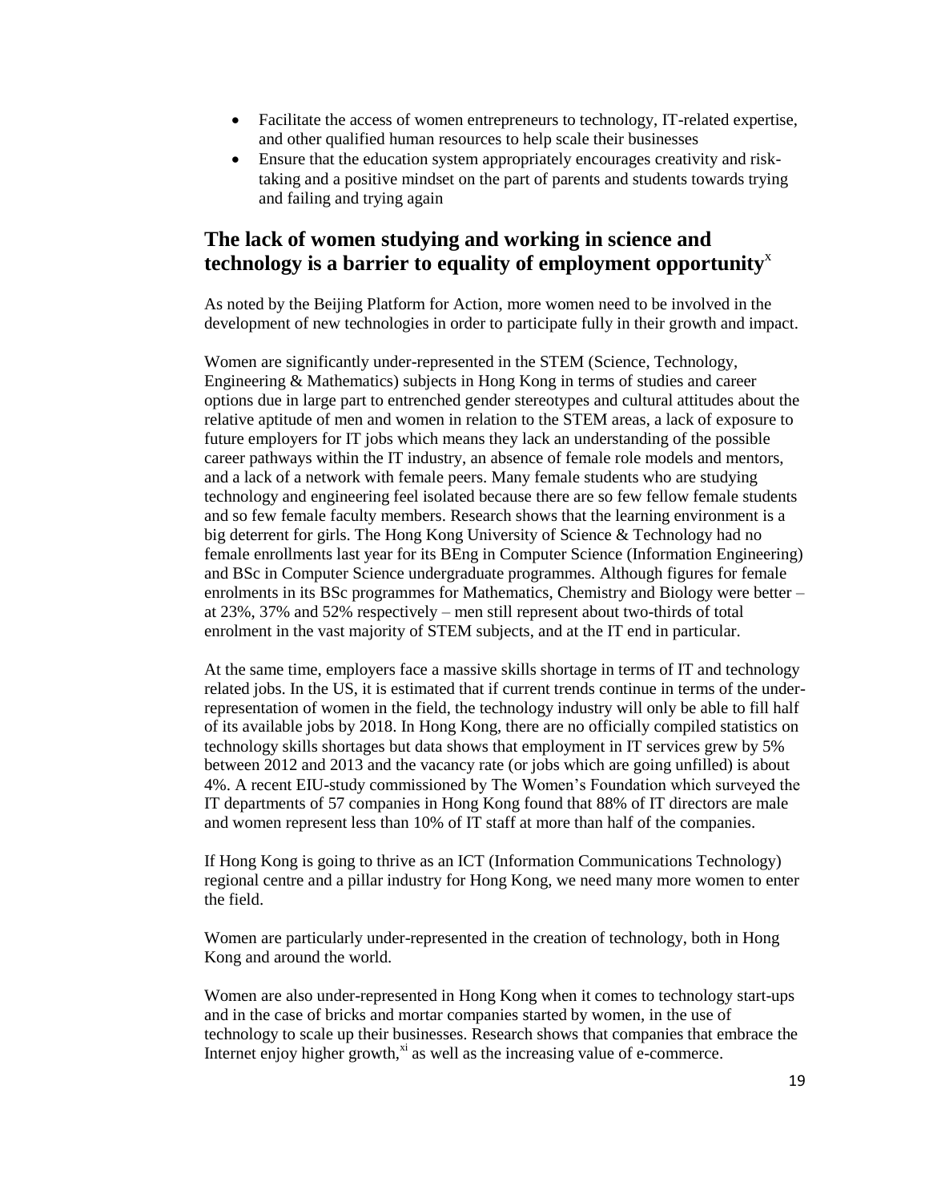- Facilitate the access of women entrepreneurs to technology, IT-related expertise, and other qualified human resources to help scale their businesses
- Ensure that the education system appropriately encourages creativity and risk-taking and a positive mindset on the part of parents and students towards trying and failing and trying again

## The lack of women studying and working in science and technology is a barrier to equality of employment opportunity[x]

As noted by the Beijing Platform for Action, more women need to be involved in the development of new technologies in order to participate fully in their growth and impact.

Women are significantly under-represented in the STEM (Science, Technology, Engineering & Mathematics) subjects in Hong Kong in terms of studies and career options due in large part to entrenched gender stereotypes and cultural attitudes about the relative aptitude of men and women in relation to the STEM areas, a lack of exposure to future employers for IT jobs which means they lack an understanding of the possible career pathways within the IT industry, an absence of female role models and mentors, and a lack of a network with female peers. Many female students who are studying technology and engineering feel isolated because there are so few fellow female students and so few female faculty members. Research shows that the learning environment is a big deterrent for girls. The Hong Kong University of Science & Technology had no female enrollments last year for its BEng in Computer Science (Information Engineering) and BSc in Computer Science undergraduate programmes. Although figures for female enrolments in its BSc programmes for Mathematics, Chemistry and Biology were better – at 23%, 37% and 52% respectively – men still represent about two-thirds of total enrolment in the vast majority of STEM subjects, and at the IT end in particular.

At the same time, employers face a massive skills shortage in terms of IT and technology related jobs. In the US, it is estimated that if current trends continue in terms of the under-representation of women in the field, the technology industry will only be able to fill half of its available jobs by 2018. In Hong Kong, there are no officially compiled statistics on technology skills shortages but data shows that employment in IT services grew by 5% between 2012 and 2013 and the vacancy rate (or jobs which are going unfilled) is about 4%. A recent EIU-study commissioned by The Women's Foundation which surveyed the IT departments of 57 companies in Hong Kong found that 88% of IT directors are male and women represent less than 10% of IT staff at more than half of the companies.

If Hong Kong is going to thrive as an ICT (Information Communications Technology) regional centre and a pillar industry for Hong Kong, we need many more women to enter the field.

Women are particularly under-represented in the creation of technology, both in Hong Kong and around the world.

Women are also under-represented in Hong Kong when it comes to technology start-ups and in the case of bricks and mortar companies started by women, in the use of technology to scale up their businesses. Research shows that companies that embrace the Internet enjoy higher growth,[xi] as well as the increasing value of e-commerce.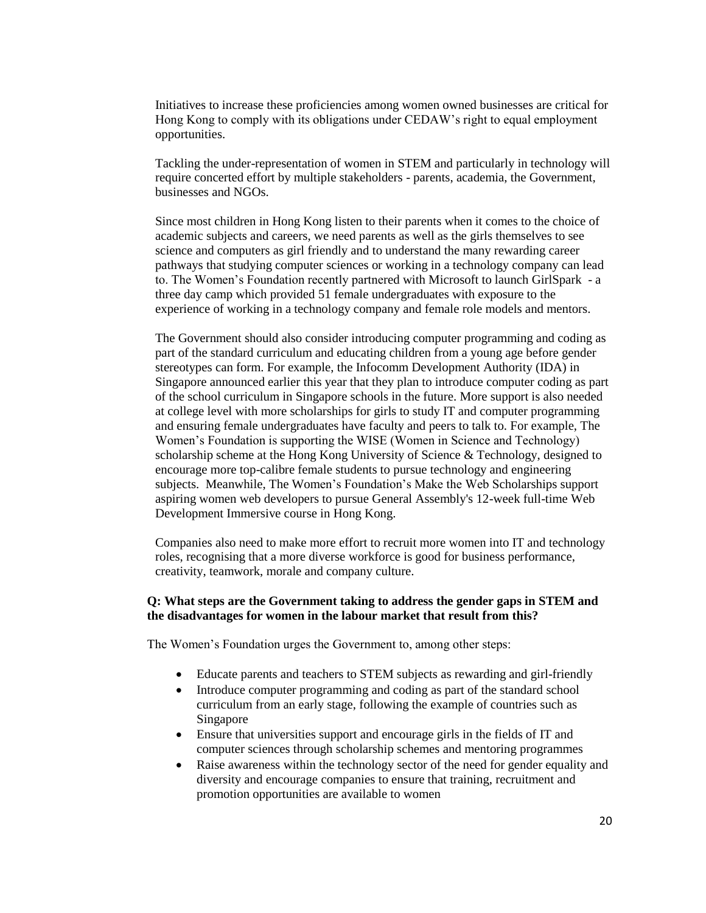Initiatives to increase these proficiencies among women owned businesses are critical for Hong Kong to comply with its obligations under CEDAW's right to equal employment opportunities.

Tackling the under-representation of women in STEM and particularly in technology will require concerted effort by multiple stakeholders - parents, academia, the Government, businesses and NGOs.

Since most children in Hong Kong listen to their parents when it comes to the choice of academic subjects and careers, we need parents as well as the girls themselves to see science and computers as girl friendly and to understand the many rewarding career pathways that studying computer sciences or working in a technology company can lead to. The Women's Foundation recently partnered with Microsoft to launch GirlSpark - a three day camp which provided 51 female undergraduates with exposure to the experience of working in a technology company and female role models and mentors.

The Government should also consider introducing computer programming and coding as part of the standard curriculum and educating children from a young age before gender stereotypes can form. For example, the Infocomm Development Authority (IDA) in Singapore announced earlier this year that they plan to introduce computer coding as part of the school curriculum in Singapore schools in the future. More support is also needed at college level with more scholarships for girls to study IT and computer programming and ensuring female undergraduates have faculty and peers to talk to. For example, The Women's Foundation is supporting the WISE (Women in Science and Technology) scholarship scheme at the Hong Kong University of Science & Technology, designed to encourage more top-calibre female students to pursue technology and engineering subjects. Meanwhile, The Women's Foundation's Make the Web Scholarships support aspiring women web developers to pursue General Assembly's 12-week full-time Web Development Immersive course in Hong Kong.

Companies also need to make more effort to recruit more women into IT and technology roles, recognising that a more diverse workforce is good for business performance, creativity, teamwork, morale and company culture.

**Q: What steps are the Government taking to address the gender gaps in STEM and the disadvantages for women in the labour market that result from this?**

The Women's Foundation urges the Government to, among other steps:

- Educate parents and teachers to STEM subjects as rewarding and girl-friendly
- Introduce computer programming and coding as part of the standard school curriculum from an early stage, following the example of countries such as Singapore
- Ensure that universities support and encourage girls in the fields of IT and computer sciences through scholarship schemes and mentoring programmes
- Raise awareness within the technology sector of the need for gender equality and diversity and encourage companies to ensure that training, recruitment and promotion opportunities are available to women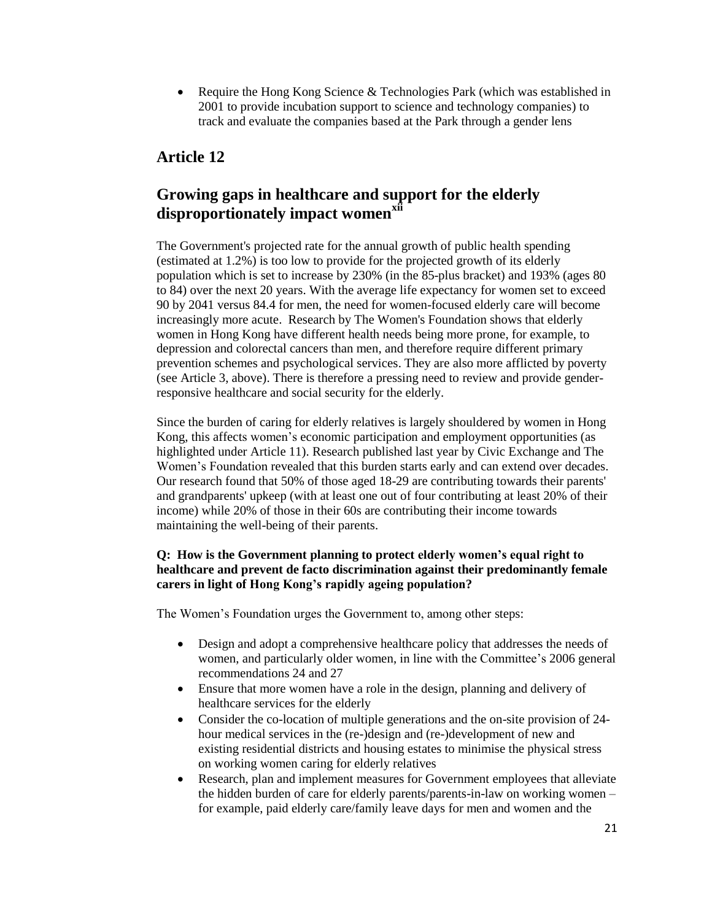- Require the Hong Kong Science & Technologies Park (which was established in 2001 to provide incubation support to science and technology companies) to track and evaluate the companies based at the Park through a gender lens

## Article 12

## Growing gaps in healthcare and support for the elderly disproportionately impact women[xii]

The Government's projected rate for the annual growth of public health spending (estimated at 1.2%) is too low to provide for the projected growth of its elderly population which is set to increase by 230% (in the 85-plus bracket) and 193% (ages 80 to 84) over the next 20 years. With the average life expectancy for women set to exceed 90 by 2041 versus 84.4 for men, the need for women-focused elderly care will become increasingly more acute. Research by The Women's Foundation shows that elderly women in Hong Kong have different health needs being more prone, for example, to depression and colorectal cancers than men, and therefore require different primary prevention schemes and psychological services. They are also more afflicted by poverty (see Article 3, above). There is therefore a pressing need to review and provide gender-responsive healthcare and social security for the elderly.

Since the burden of caring for elderly relatives is largely shouldered by women in Hong Kong, this affects women's economic participation and employment opportunities (as highlighted under Article 11). Research published last year by Civic Exchange and The Women's Foundation revealed that this burden starts early and can extend over decades. Our research found that 50% of those aged 18-29 are contributing towards their parents' and grandparents' upkeep (with at least one out of four contributing at least 20% of their income) while 20% of those in their 60s are contributing their income towards maintaining the well-being of their parents.

**Q: How is the Government planning to protect elderly women's equal right to healthcare and prevent de facto discrimination against their predominantly female carers in light of Hong Kong's rapidly ageing population?**

The Women's Foundation urges the Government to, among other steps:

- Design and adopt a comprehensive healthcare policy that addresses the needs of women, and particularly older women, in line with the Committee's 2006 general recommendations 24 and 27
- Ensure that more women have a role in the design, planning and delivery of healthcare services for the elderly
- Consider the co-location of multiple generations and the on-site provision of 24-hour medical services in the (re-)design and (re-)development of new and existing residential districts and housing estates to minimise the physical stress on working women caring for elderly relatives
- Research, plan and implement measures for Government employees that alleviate the hidden burden of care for elderly parents/parents-in-law on working women – for example, paid elderly care/family leave days for men and women and the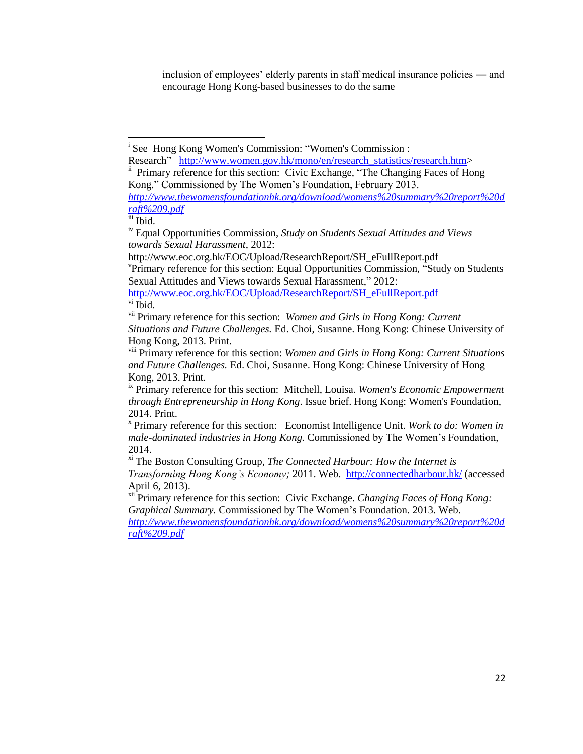inclusion of employees' elderly parents in staff medical insurance policies — and encourage Hong Kong-based businesses to do the same

---

[i] See Hong Kong Women's Commission: "Women's Commission : Research" http://www.women.gov.hk/mono/en/research_statistics/research.htm>

[ii] Primary reference for this section: Civic Exchange, "The Changing Faces of Hong Kong." Commissioned by The Women's Foundation, February 2013. *http://www.thewomensfoundationhk.org/download/womens%20summary%20report%20draft%209.pdf*

[iii] Ibid.

[iv] Equal Opportunities Commission, *Study on Students Sexual Attitudes and Views towards Sexual Harassment*, 2012: http://www.eoc.org.hk/EOC/Upload/ResearchReport/SH_eFullReport.pdf

[v] Primary reference for this section: Equal Opportunities Commission, "Study on Students Sexual Attitudes and Views towards Sexual Harassment," 2012: http://www.eoc.org.hk/EOC/Upload/ResearchReport/SH_eFullReport.pdf

[vi] Ibid.

[vii] Primary reference for this section: *Women and Girls in Hong Kong: Current Situations and Future Challenges.* Ed. Choi, Susanne. Hong Kong: Chinese University of Hong Kong, 2013. Print.

[viii] Primary reference for this section: *Women and Girls in Hong Kong: Current Situations and Future Challenges.* Ed. Choi, Susanne. Hong Kong: Chinese University of Hong Kong, 2013. Print.

[ix] Primary reference for this section: Mitchell, Louisa. *Women's Economic Empowerment through Entrepreneurship in Hong Kong*. Issue brief. Hong Kong: Women's Foundation, 2014. Print.

[x] Primary reference for this section: Economist Intelligence Unit. *Work to do: Women in male-dominated industries in Hong Kong.* Commissioned by The Women's Foundation, 2014.

[xi] The Boston Consulting Group, *The Connected Harbour: How the Internet is Transforming Hong Kong's Economy;* 2011. Web. http://connectedharbour.hk/ (accessed April 6, 2013).

[xii] Primary reference for this section: Civic Exchange. *Changing Faces of Hong Kong: Graphical Summary.* Commissioned by The Women's Foundation. 2013. Web. *http://www.thewomensfoundationhk.org/download/womens%20summary%20report%20draft%209.pdf*